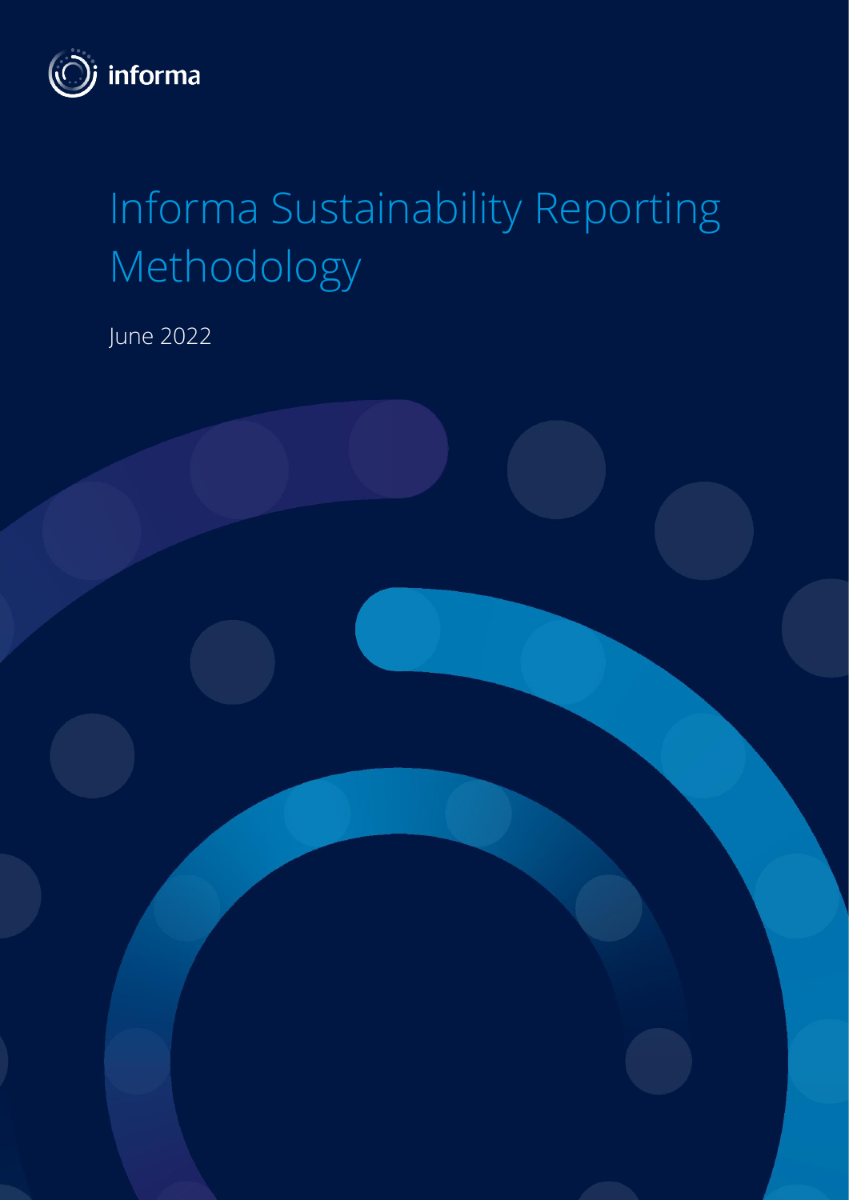informa

# Informa Sustainability Reporting Methodology

June 2022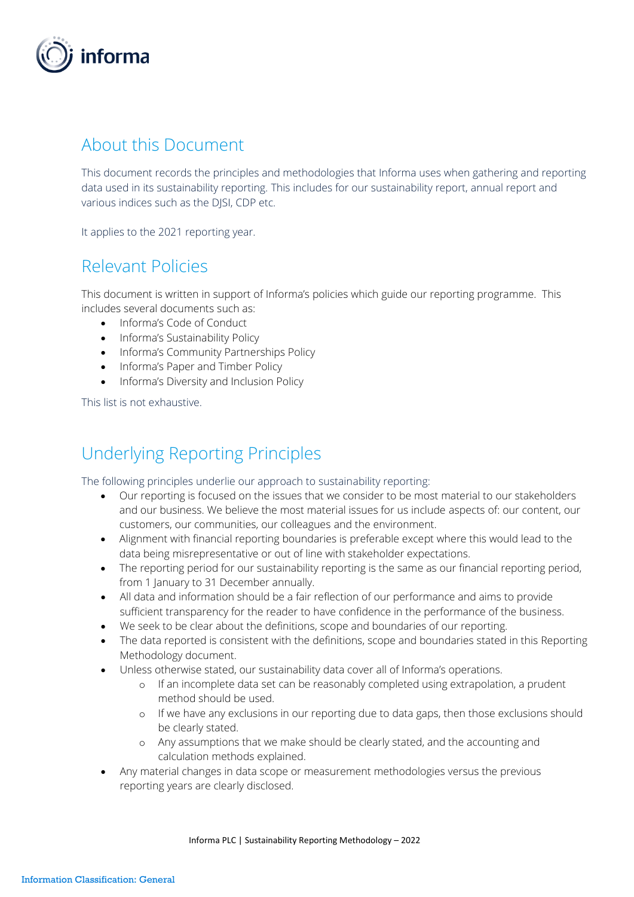## About this Document

This document records the principles and methodologies that Informa uses when gathering and reporting data used in its sustainability reporting. This includes for our sustainability report, annual report and various indices such as the DJSI, CDP etc.

It applies to the 2021 reporting year.

## Relevant Policies

This document is written in support of Informa's policies which guide our reporting programme. This includes several documents such as:

- Informa's Code of Conduct
- Informa's Sustainability Policy
- Informa's Community Partnerships Policy
- Informa's Paper and Timber Policy
- Informa's Diversity and Inclusion Policy

This list is not exhaustive.

## Underlying Reporting Principles

The following principles underlie our approach to sustainability reporting:

- Our reporting is focused on the issues that we consider to be most material to our stakeholders and our business. We believe the most material issues for us include aspects of: our content, our customers, our communities, our colleagues and the environment.
- Alignment with financial reporting boundaries is preferable except where this would lead to the data being misrepresentative or out of line with stakeholder expectations.
- The reporting period for our sustainability reporting is the same as our financial reporting period, from 1 January to 31 December annually.
- All data and information should be a fair reflection of our performance and aims to provide sufficient transparency for the reader to have confidence in the performance of the business.
- We seek to be clear about the definitions, scope and boundaries of our reporting.
- The data reported is consistent with the definitions, scope and boundaries stated in this Reporting Methodology document.
- Unless otherwise stated, our sustainability data cover all of Informa's operations.
  - If an incomplete data set can be reasonably completed using extrapolation, a prudent method should be used.
  - If we have any exclusions in our reporting due to data gaps, then those exclusions should be clearly stated.
  - Any assumptions that we make should be clearly stated, and the accounting and calculation methods explained.
- Any material changes in data scope or measurement methodologies versus the previous reporting years are clearly disclosed.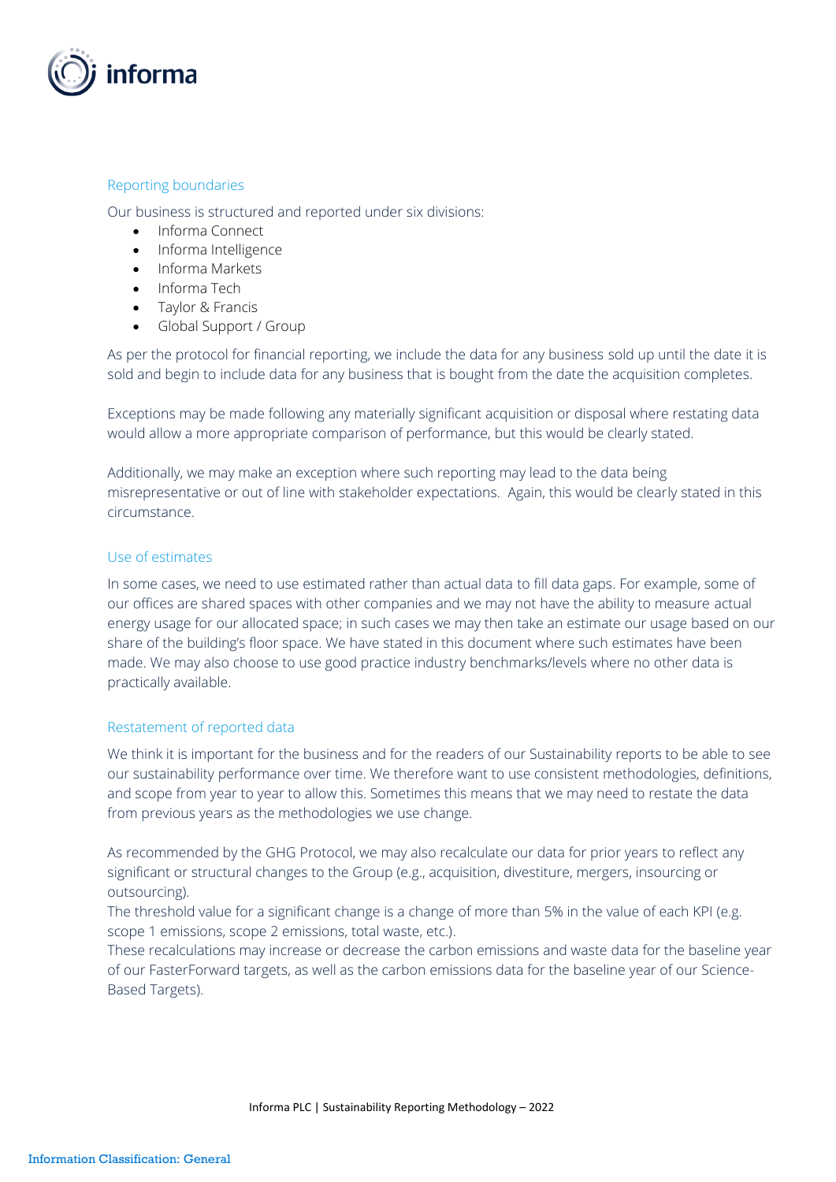## Reporting boundaries

Our business is structured and reported under six divisions:

- Informa Connect
- Informa Intelligence
- Informa Markets
- Informa Tech
- Taylor & Francis
- Global Support / Group

As per the protocol for financial reporting, we include the data for any business sold up until the date it is sold and begin to include data for any business that is bought from the date the acquisition completes.

Exceptions may be made following any materially significant acquisition or disposal where restating data would allow a more appropriate comparison of performance, but this would be clearly stated.

Additionally, we may make an exception where such reporting may lead to the data being misrepresentative or out of line with stakeholder expectations. Again, this would be clearly stated in this circumstance.

## Use of estimates

In some cases, we need to use estimated rather than actual data to fill data gaps. For example, some of our offices are shared spaces with other companies and we may not have the ability to measure actual energy usage for our allocated space; in such cases we may then take an estimate our usage based on our share of the building's floor space. We have stated in this document where such estimates have been made. We may also choose to use good practice industry benchmarks/levels where no other data is practically available.

## Restatement of reported data

We think it is important for the business and for the readers of our Sustainability reports to be able to see our sustainability performance over time. We therefore want to use consistent methodologies, definitions, and scope from year to year to allow this. Sometimes this means that we may need to restate the data from previous years as the methodologies we use change.

As recommended by the GHG Protocol, we may also recalculate our data for prior years to reflect any significant or structural changes to the Group (e.g., acquisition, divestiture, mergers, insourcing or outsourcing).
The threshold value for a significant change is a change of more than 5% in the value of each KPI (e.g. scope 1 emissions, scope 2 emissions, total waste, etc.).
These recalculations may increase or decrease the carbon emissions and waste data for the baseline year of our FasterForward targets, as well as the carbon emissions data for the baseline year of our Science-Based Targets).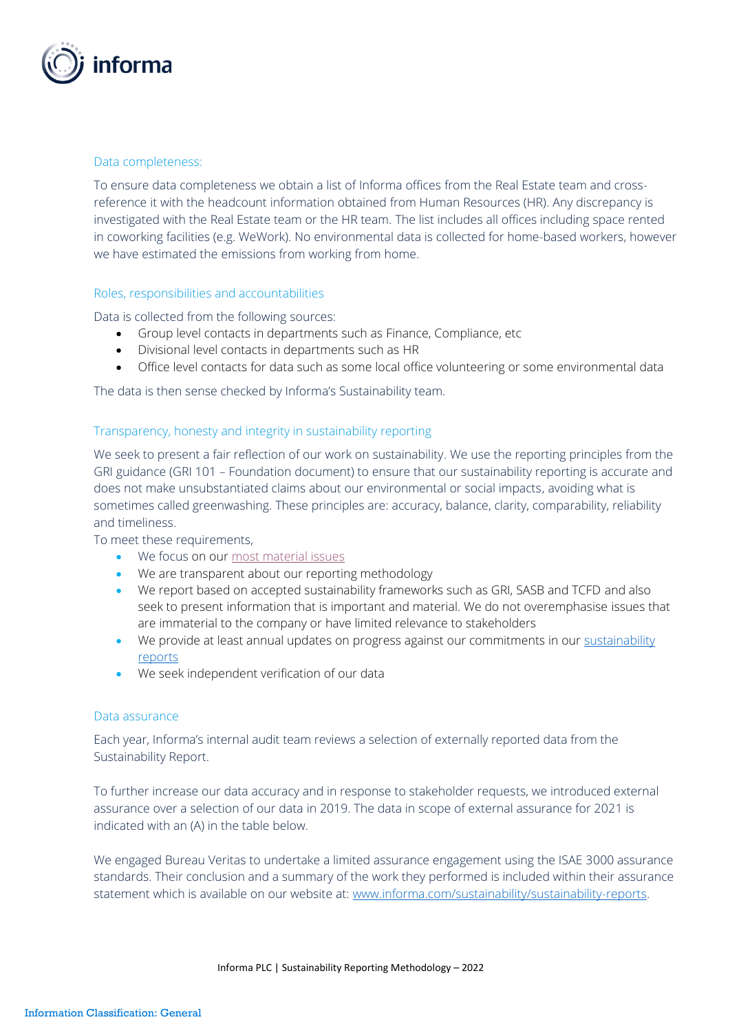### Data completeness:

To ensure data completeness we obtain a list of Informa offices from the Real Estate team and cross-reference it with the headcount information obtained from Human Resources (HR). Any discrepancy is investigated with the Real Estate team or the HR team. The list includes all offices including space rented in coworking facilities (e.g. WeWork). No environmental data is collected for home-based workers, however we have estimated the emissions from working from home.

### Roles, responsibilities and accountabilities

Data is collected from the following sources:

- Group level contacts in departments such as Finance, Compliance, etc
- Divisional level contacts in departments such as HR
- Office level contacts for data such as some local office volunteering or some environmental data

The data is then sense checked by Informa's Sustainability team.

### Transparency, honesty and integrity in sustainability reporting

We seek to present a fair reflection of our work on sustainability. We use the reporting principles from the GRI guidance (GRI 101 – Foundation document) to ensure that our sustainability reporting is accurate and does not make unsubstantiated claims about our environmental or social impacts, avoiding what is sometimes called greenwashing. These principles are: accuracy, balance, clarity, comparability, reliability and timeliness.

To meet these requirements,

- We focus on our most material issues
- We are transparent about our reporting methodology
- We report based on accepted sustainability frameworks such as GRI, SASB and TCFD and also seek to present information that is important and material. We do not overemphasise issues that are immaterial to the company or have limited relevance to stakeholders
- We provide at least annual updates on progress against our commitments in our sustainability reports
- We seek independent verification of our data

### Data assurance

Each year, Informa's internal audit team reviews a selection of externally reported data from the Sustainability Report.

To further increase our data accuracy and in response to stakeholder requests, we introduced external assurance over a selection of our data in 2019. The data in scope of external assurance for 2021 is indicated with an (A) in the table below.

We engaged Bureau Veritas to undertake a limited assurance engagement using the ISAE 3000 assurance standards. Their conclusion and a summary of the work they performed is included within their assurance statement which is available on our website at: www.informa.com/sustainability/sustainability-reports.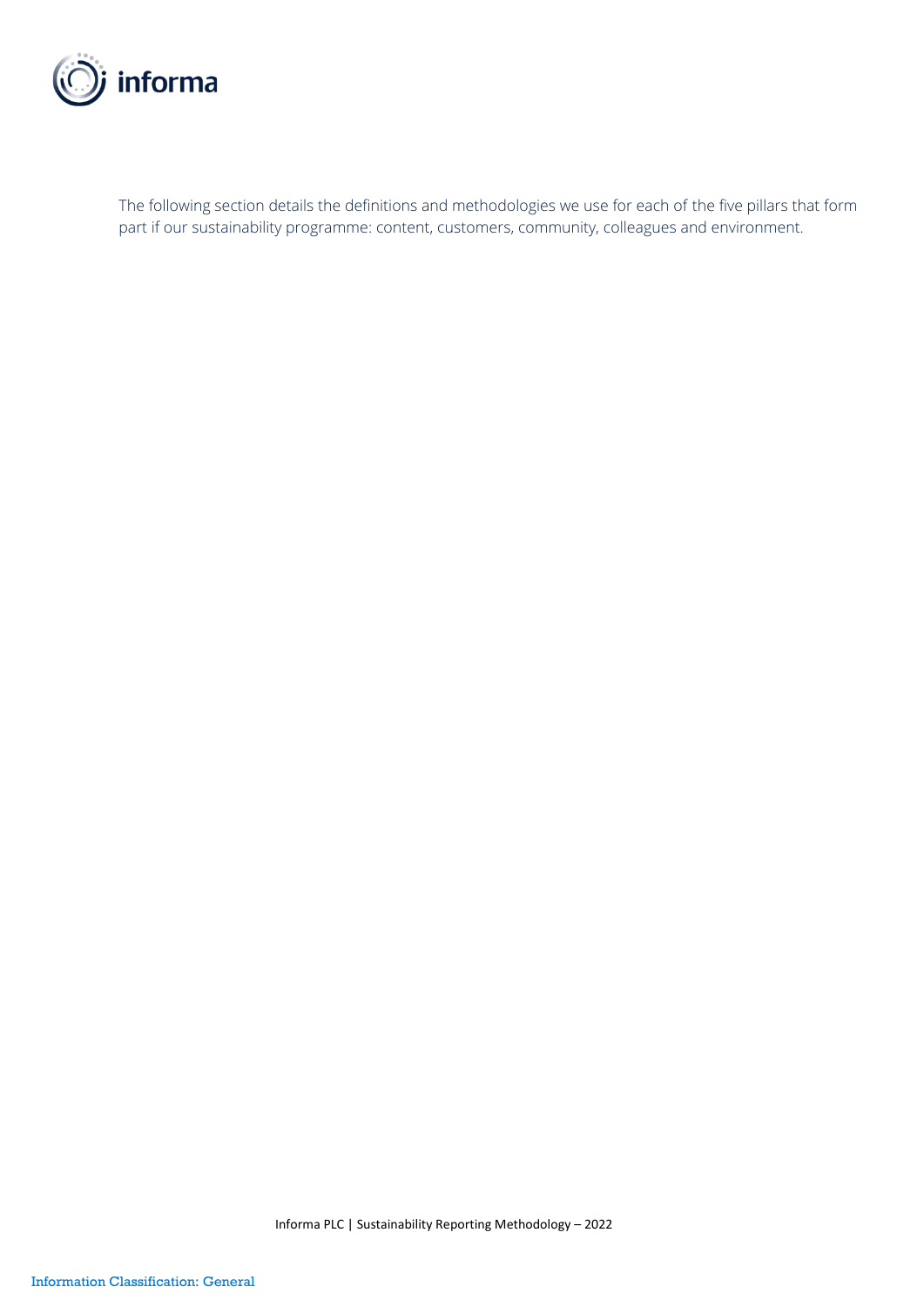The following section details the definitions and methodologies we use for each of the five pillars that form part if our sustainability programme: content, customers, community, colleagues and environment.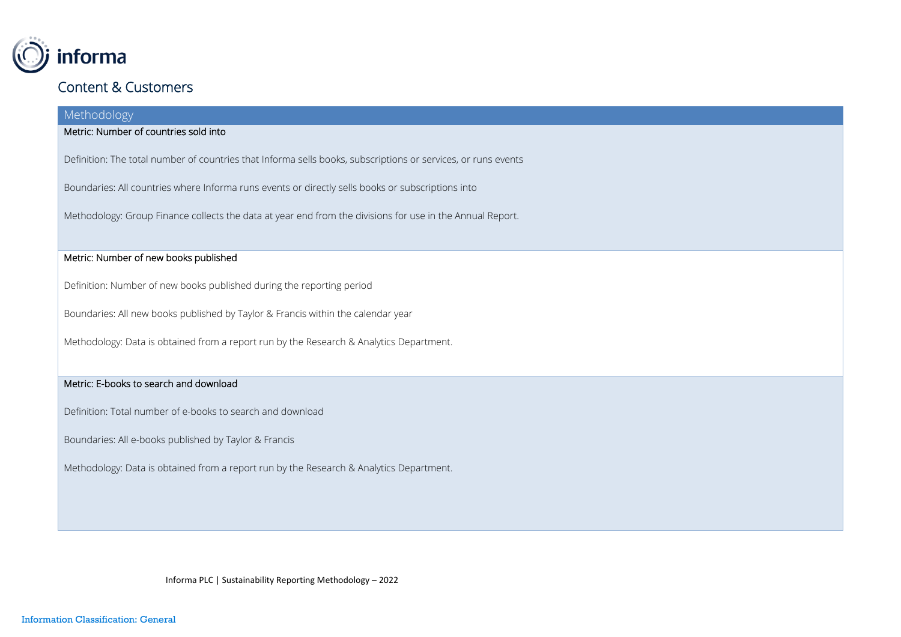## Content & Customers

### Methodology

**Metric: Number of countries sold into**

Definition: The total number of countries that Informa sells books, subscriptions or services, or runs events

Boundaries: All countries where Informa runs events or directly sells books or subscriptions into

Methodology: Group Finance collects the data at year end from the divisions for use in the Annual Report.

**Metric: Number of new books published**

Definition: Number of new books published during the reporting period

Boundaries: All new books published by Taylor & Francis within the calendar year

Methodology: Data is obtained from a report run by the Research & Analytics Department.

**Metric: E-books to search and download**

Definition: Total number of e-books to search and download

Boundaries: All e-books published by Taylor & Francis

Methodology: Data is obtained from a report run by the Research & Analytics Department.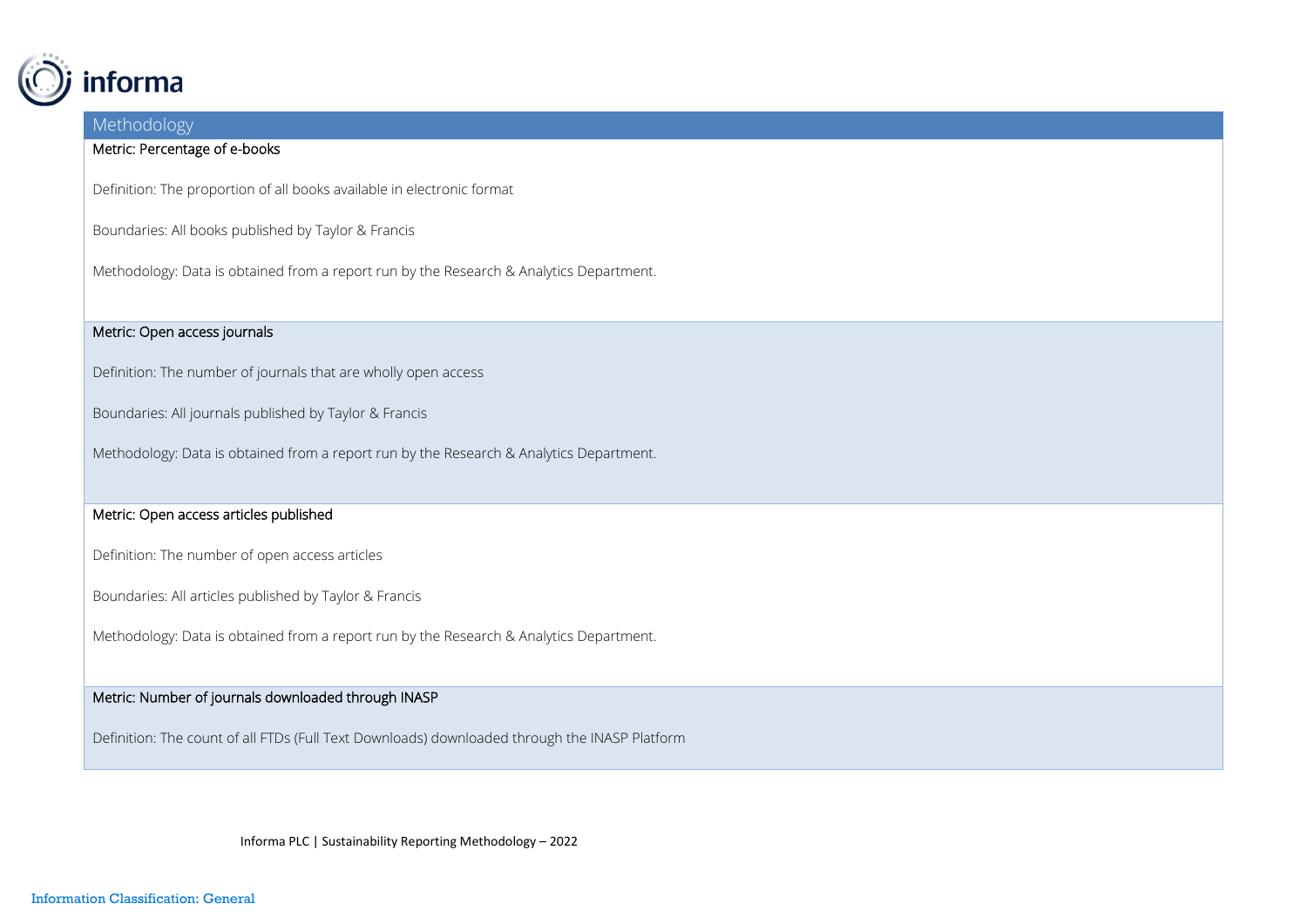## Methodology

### Metric: Percentage of e-books

Definition: The proportion of all books available in electronic format

Boundaries: All books published by Taylor & Francis

Methodology: Data is obtained from a report run by the Research & Analytics Department.

### Metric: Open access journals

Definition: The number of journals that are wholly open access

Boundaries: All journals published by Taylor & Francis

Methodology: Data is obtained from a report run by the Research & Analytics Department.

### Metric: Open access articles published

Definition: The number of open access articles

Boundaries: All articles published by Taylor & Francis

Methodology: Data is obtained from a report run by the Research & Analytics Department.

### Metric: Number of journals downloaded through INASP

Definition: The count of all FTDs (Full Text Downloads) downloaded through the INASP Platform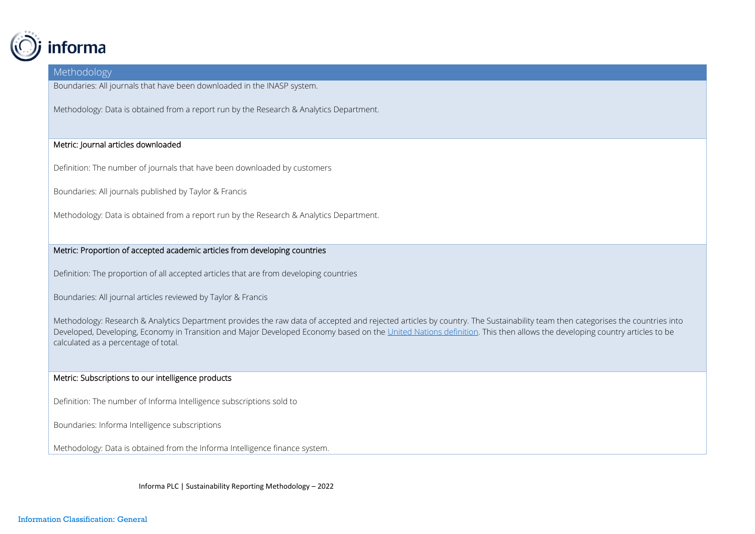## Methodology

Boundaries: All journals that have been downloaded in the INASP system.

Methodology: Data is obtained from a report run by the Research & Analytics Department.

### Metric: Journal articles downloaded

Definition: The number of journals that have been downloaded by customers

Boundaries: All journals published by Taylor & Francis

Methodology: Data is obtained from a report run by the Research & Analytics Department.

### Metric: Proportion of accepted academic articles from developing countries

Definition: The proportion of all accepted articles that are from developing countries

Boundaries: All journal articles reviewed by Taylor & Francis

Methodology: Research & Analytics Department provides the raw data of accepted and rejected articles by country. The Sustainability team then categorises the countries into Developed, Developing, Economy in Transition and Major Developed Economy based on the United Nations definition. This then allows the developing country articles to be calculated as a percentage of total.

### Metric: Subscriptions to our intelligence products

Definition: The number of Informa Intelligence subscriptions sold to

Boundaries: Informa Intelligence subscriptions

Methodology: Data is obtained from the Informa Intelligence finance system.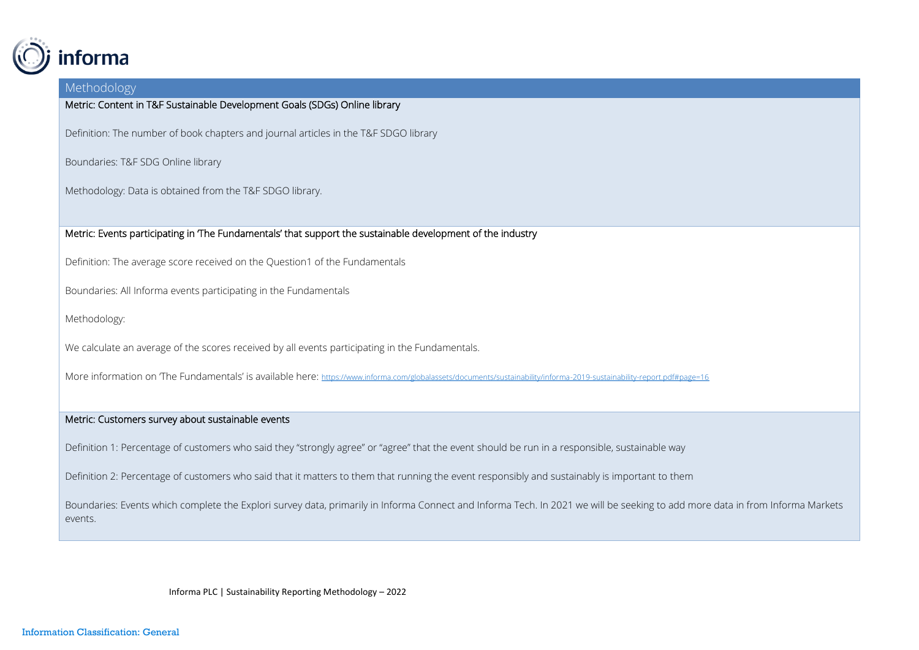## Methodology

**Metric: Content in T&F Sustainable Development Goals (SDGs) Online library**

Definition: The number of book chapters and journal articles in the T&F SDGO library

Boundaries: T&F SDG Online library

Methodology: Data is obtained from the T&F SDGO library.

**Metric: Events participating in 'The Fundamentals' that support the sustainable development of the industry**

Definition: The average score received on the Question1 of the Fundamentals

Boundaries: All Informa events participating in the Fundamentals

Methodology:

We calculate an average of the scores received by all events participating in the Fundamentals.

More information on 'The Fundamentals' is available here: https://www.informa.com/globalassets/documents/sustainability/informa-2019-sustainability-report.pdf#page=16

**Metric: Customers survey about sustainable events**

Definition 1: Percentage of customers who said they "strongly agree" or "agree" that the event should be run in a responsible, sustainable way

Definition 2: Percentage of customers who said that it matters to them that running the event responsibly and sustainably is important to them

Boundaries: Events which complete the Explori survey data, primarily in Informa Connect and Informa Tech. In 2021 we will be seeking to add more data in from Informa Markets events.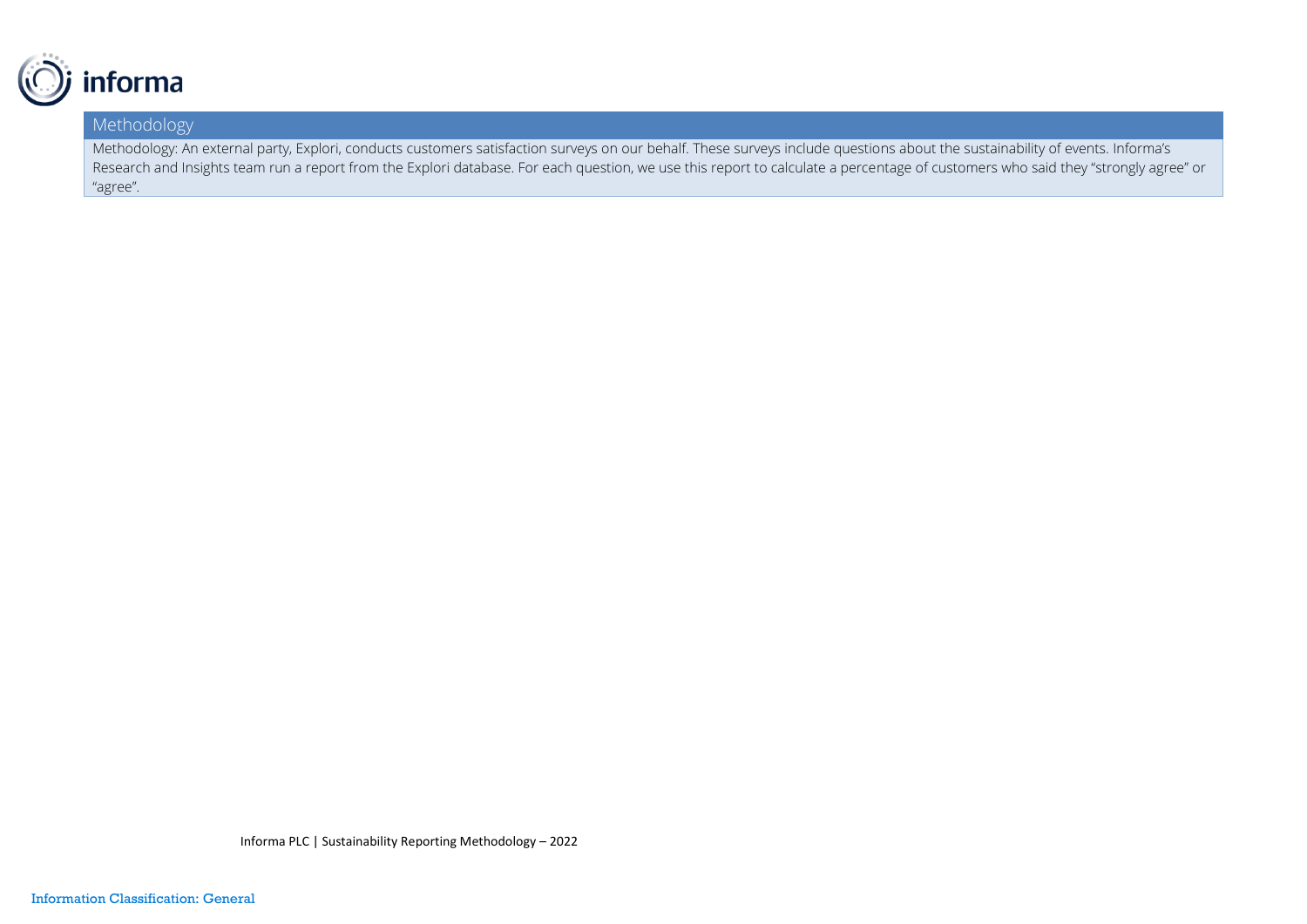## Methodology

Methodology: An external party, Explori, conducts customers satisfaction surveys on our behalf. These surveys include questions about the sustainability of events. Informa's Research and Insights team run a report from the Explori database. For each question, we use this report to calculate a percentage of customers who said they "strongly agree" or "agree".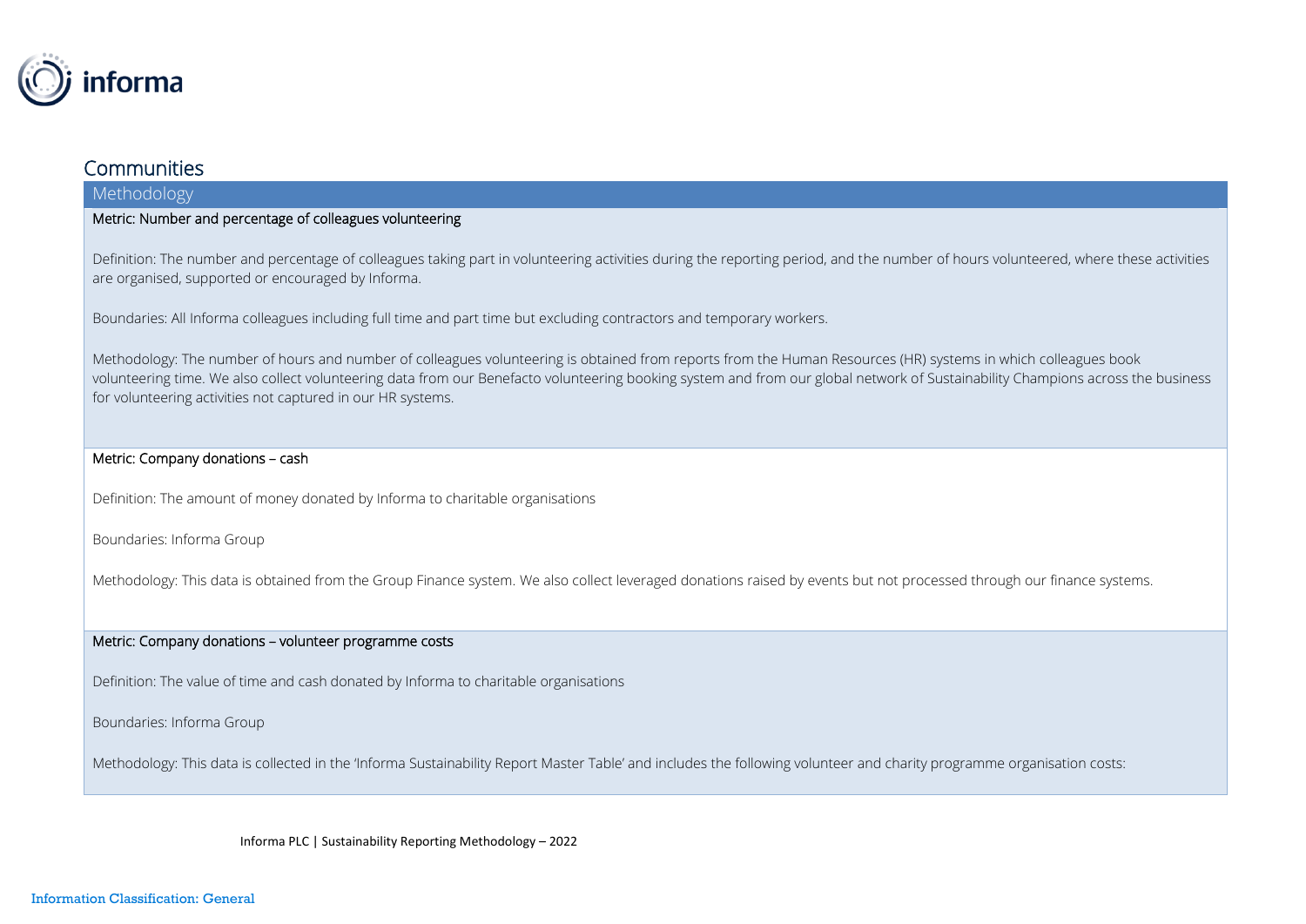## Communities

### Methodology

**Metric: Number and percentage of colleagues volunteering**

Definition: The number and percentage of colleagues taking part in volunteering activities during the reporting period, and the number of hours volunteered, where these activities are organised, supported or encouraged by Informa.

Boundaries: All Informa colleagues including full time and part time but excluding contractors and temporary workers.

Methodology: The number of hours and number of colleagues volunteering is obtained from reports from the Human Resources (HR) systems in which colleagues book volunteering time. We also collect volunteering data from our Benefacto volunteering booking system and from our global network of Sustainability Champions across the business for volunteering activities not captured in our HR systems.

**Metric: Company donations – cash**

Definition: The amount of money donated by Informa to charitable organisations

Boundaries: Informa Group

Methodology: This data is obtained from the Group Finance system. We also collect leveraged donations raised by events but not processed through our finance systems.

**Metric: Company donations – volunteer programme costs**

Definition: The value of time and cash donated by Informa to charitable organisations

Boundaries: Informa Group

Methodology: This data is collected in the 'Informa Sustainability Report Master Table' and includes the following volunteer and charity programme organisation costs: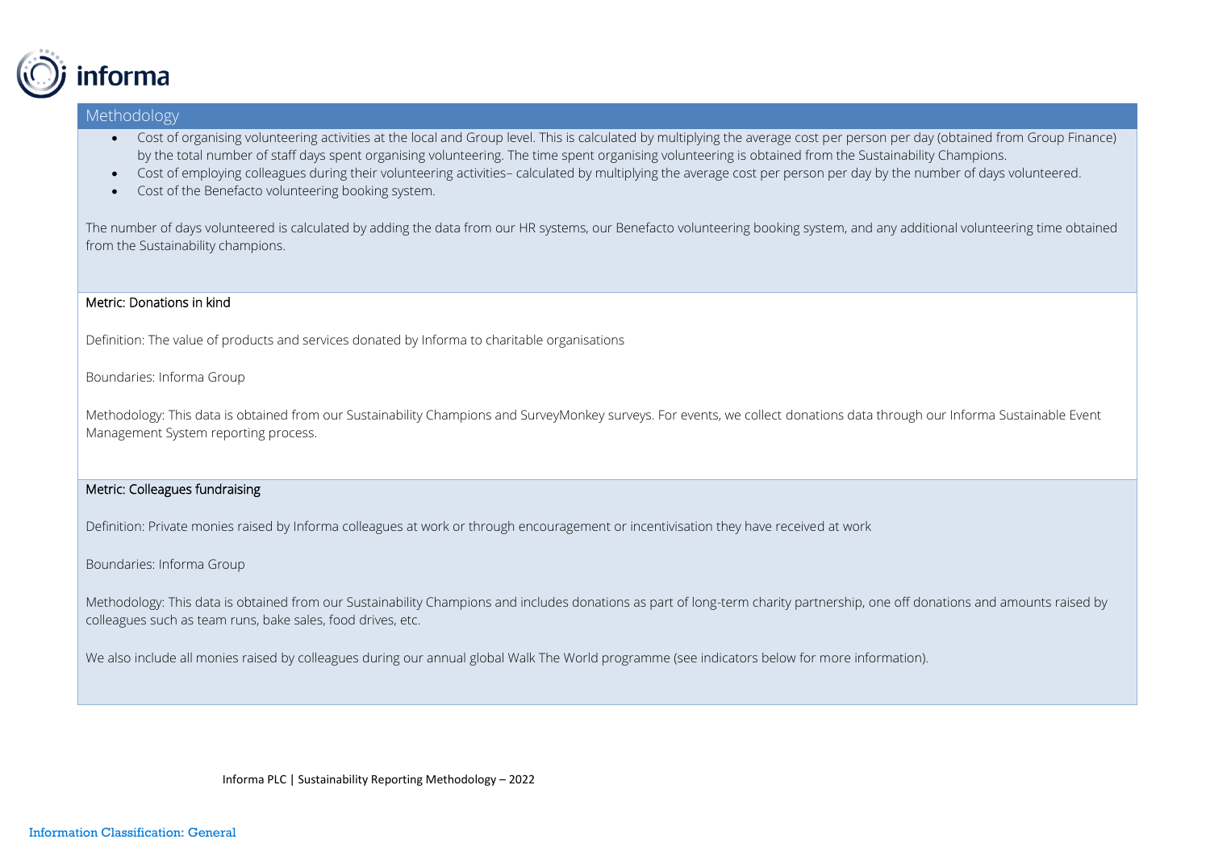## Methodology

- Cost of organising volunteering activities at the local and Group level. This is calculated by multiplying the average cost per person per day (obtained from Group Finance) by the total number of staff days spent organising volunteering. The time spent organising volunteering is obtained from the Sustainability Champions.
- Cost of employing colleagues during their volunteering activities– calculated by multiplying the average cost per person per day by the number of days volunteered.
- Cost of the Benefacto volunteering booking system.

The number of days volunteered is calculated by adding the data from our HR systems, our Benefacto volunteering booking system, and any additional volunteering time obtained from the Sustainability champions.

### Metric: Donations in kind

Definition: The value of products and services donated by Informa to charitable organisations

Boundaries: Informa Group

Methodology: This data is obtained from our Sustainability Champions and SurveyMonkey surveys. For events, we collect donations data through our Informa Sustainable Event Management System reporting process.

### Metric: Colleagues fundraising

Definition: Private monies raised by Informa colleagues at work or through encouragement or incentivisation they have received at work

Boundaries: Informa Group

Methodology: This data is obtained from our Sustainability Champions and includes donations as part of long-term charity partnership, one off donations and amounts raised by colleagues such as team runs, bake sales, food drives, etc.

We also include all monies raised by colleagues during our annual global Walk The World programme (see indicators below for more information).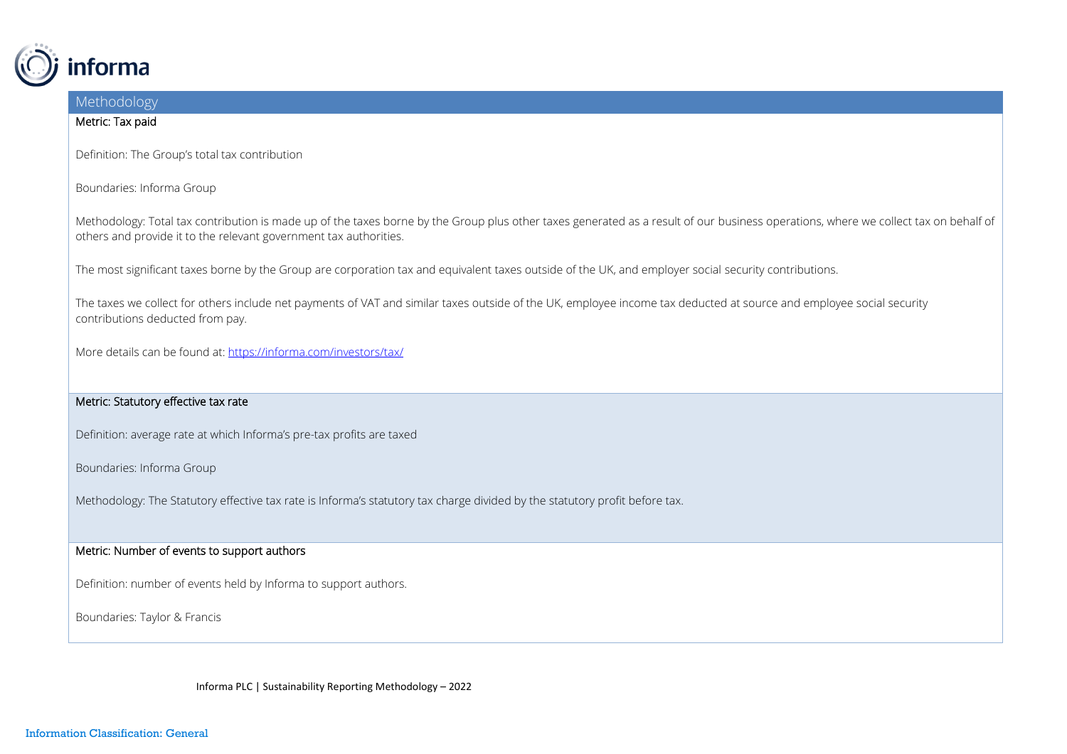## Methodology

### Metric: Tax paid

Definition: The Group's total tax contribution

Boundaries: Informa Group

Methodology: Total tax contribution is made up of the taxes borne by the Group plus other taxes generated as a result of our business operations, where we collect tax on behalf of others and provide it to the relevant government tax authorities.

The most significant taxes borne by the Group are corporation tax and equivalent taxes outside of the UK, and employer social security contributions.

The taxes we collect for others include net payments of VAT and similar taxes outside of the UK, employee income tax deducted at source and employee social security contributions deducted from pay.

More details can be found at: [https://informa.com/investors/tax/](https://informa.com/investors/tax/)

### Metric: Statutory effective tax rate

Definition: average rate at which Informa's pre-tax profits are taxed

Boundaries: Informa Group

Methodology: The Statutory effective tax rate is Informa's statutory tax charge divided by the statutory profit before tax.

### Metric: Number of events to support authors

Definition: number of events held by Informa to support authors.

Boundaries: Taylor & Francis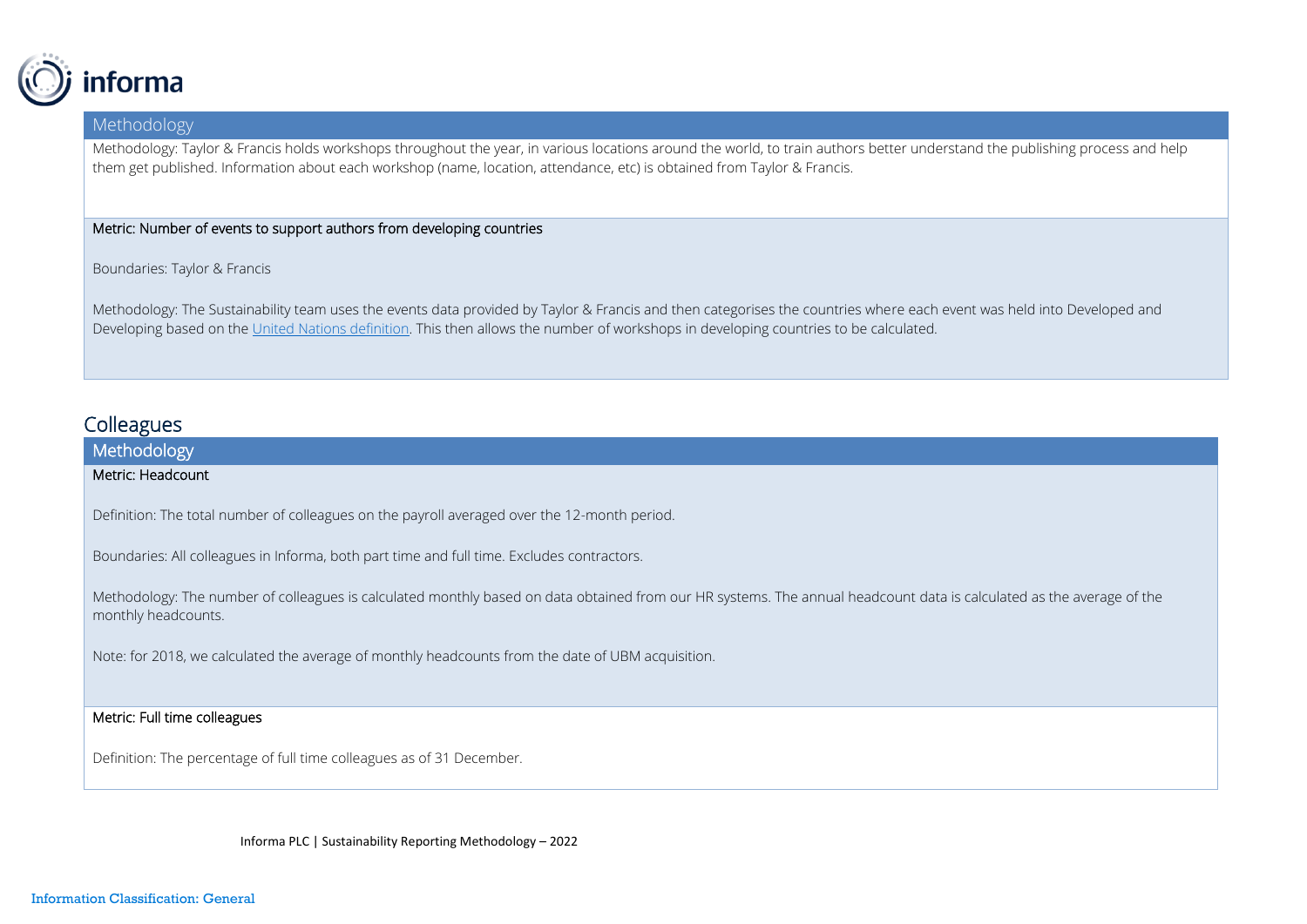## Methodology

Methodology: Taylor & Francis holds workshops throughout the year, in various locations around the world, to train authors better understand the publishing process and help them get published. Information about each workshop (name, location, attendance, etc) is obtained from Taylor & Francis.

Metric: Number of events to support authors from developing countries

Boundaries: Taylor & Francis

Methodology: The Sustainability team uses the events data provided by Taylor & Francis and then categorises the countries where each event was held into Developed and Developing based on the United Nations definition. This then allows the number of workshops in developing countries to be calculated.

# Colleagues

## Methodology

Metric: Headcount

Definition: The total number of colleagues on the payroll averaged over the 12-month period.

Boundaries: All colleagues in Informa, both part time and full time. Excludes contractors.

Methodology: The number of colleagues is calculated monthly based on data obtained from our HR systems. The annual headcount data is calculated as the average of the monthly headcounts.

Note: for 2018, we calculated the average of monthly headcounts from the date of UBM acquisition.

Metric: Full time colleagues

Definition: The percentage of full time colleagues as of 31 December.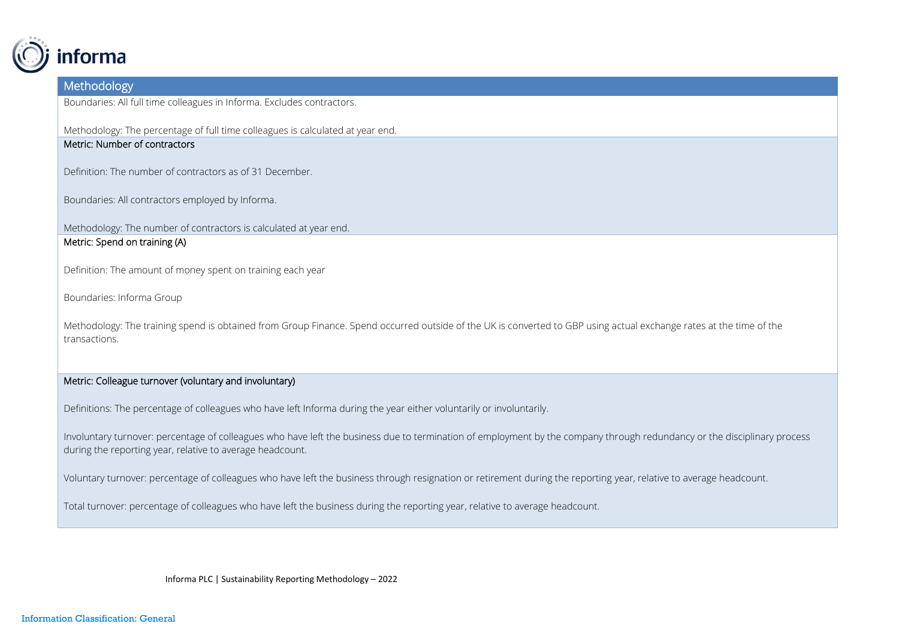## Methodology

Boundaries: All full time colleagues in Informa. Excludes contractors.

Methodology: The percentage of full time colleagues is calculated at year end.

**Metric: Number of contractors**

Definition: The number of contractors as of 31 December.

Boundaries: All contractors employed by Informa.

Methodology: The number of contractors is calculated at year end.

**Metric: Spend on training (A)**

Definition: The amount of money spent on training each year

Boundaries: Informa Group

Methodology: The training spend is obtained from Group Finance. Spend occurred outside of the UK is converted to GBP using actual exchange rates at the time of the transactions.

**Metric: Colleague turnover (voluntary and involuntary)**

Definitions: The percentage of colleagues who have left Informa during the year either voluntarily or involuntarily.

Involuntary turnover: percentage of colleagues who have left the business due to termination of employment by the company through redundancy or the disciplinary process during the reporting year, relative to average headcount.

Voluntary turnover: percentage of colleagues who have left the business through resignation or retirement during the reporting year, relative to average headcount.

Total turnover: percentage of colleagues who have left the business during the reporting year, relative to average headcount.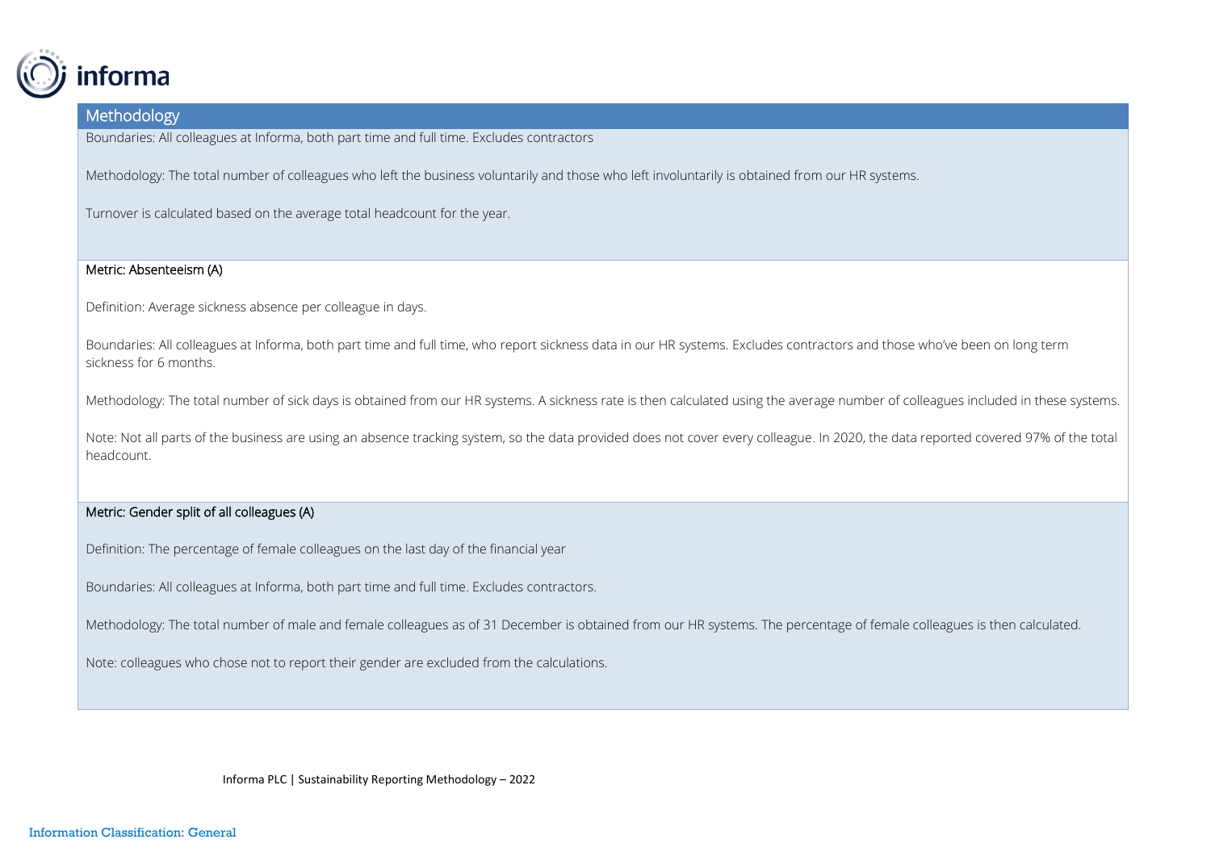## Methodology

Boundaries: All colleagues at Informa, both part time and full time. Excludes contractors

Methodology: The total number of colleagues who left the business voluntarily and those who left involuntarily is obtained from our HR systems.

Turnover is calculated based on the average total headcount for the year.

### Metric: Absenteeism (A)

Definition: Average sickness absence per colleague in days.

Boundaries: All colleagues at Informa, both part time and full time, who report sickness data in our HR systems. Excludes contractors and those who've been on long term sickness for 6 months.

Methodology: The total number of sick days is obtained from our HR systems. A sickness rate is then calculated using the average number of colleagues included in these systems.

Note: Not all parts of the business are using an absence tracking system, so the data provided does not cover every colleague. In 2020, the data reported covered 97% of the total headcount.

### Metric: Gender split of all colleagues (A)

Definition: The percentage of female colleagues on the last day of the financial year

Boundaries: All colleagues at Informa, both part time and full time. Excludes contractors.

Methodology: The total number of male and female colleagues as of 31 December is obtained from our HR systems. The percentage of female colleagues is then calculated.

Note: colleagues who chose not to report their gender are excluded from the calculations.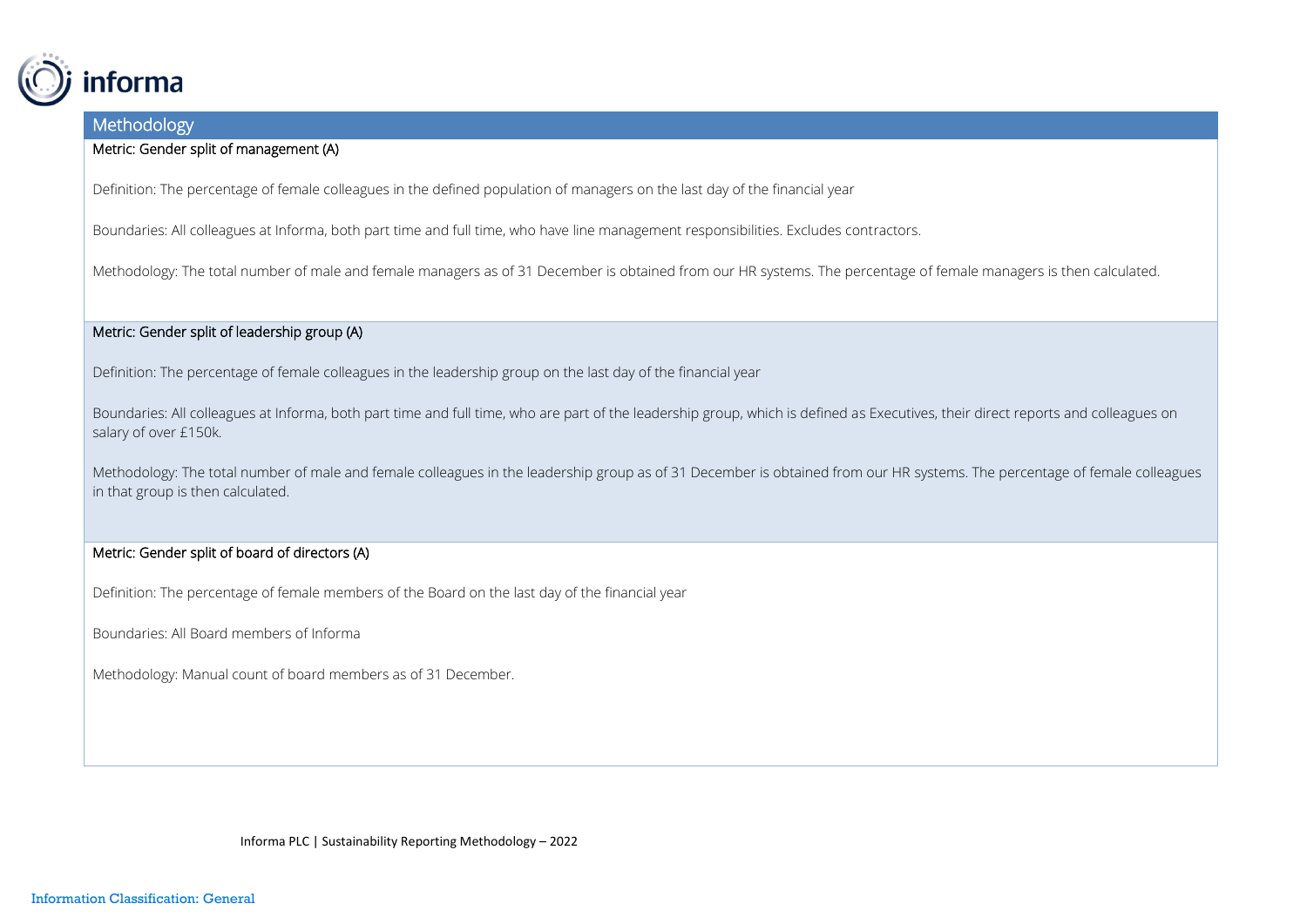## Methodology

### Metric: Gender split of management (A)

Definition: The percentage of female colleagues in the defined population of managers on the last day of the financial year

Boundaries: All colleagues at Informa, both part time and full time, who have line management responsibilities. Excludes contractors.

Methodology: The total number of male and female managers as of 31 December is obtained from our HR systems. The percentage of female managers is then calculated.

### Metric: Gender split of leadership group (A)

Definition: The percentage of female colleagues in the leadership group on the last day of the financial year

Boundaries: All colleagues at Informa, both part time and full time, who are part of the leadership group, which is defined as Executives, their direct reports and colleagues on salary of over £150k.

Methodology: The total number of male and female colleagues in the leadership group as of 31 December is obtained from our HR systems. The percentage of female colleagues in that group is then calculated.

### Metric: Gender split of board of directors (A)

Definition: The percentage of female members of the Board on the last day of the financial year

Boundaries: All Board members of Informa

Methodology: Manual count of board members as of 31 December.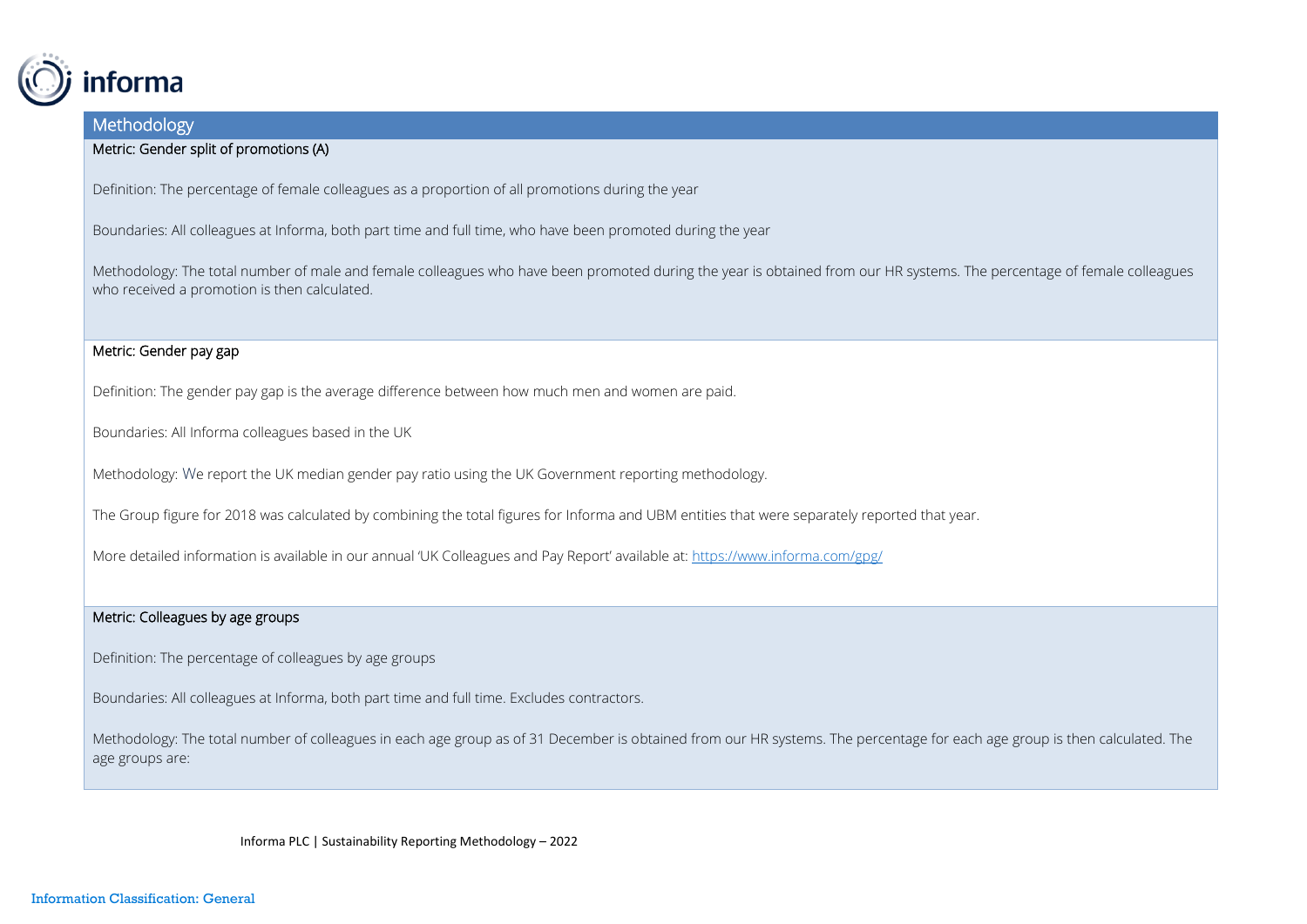## Methodology

### Metric: Gender split of promotions (A)

Definition: The percentage of female colleagues as a proportion of all promotions during the year

Boundaries: All colleagues at Informa, both part time and full time, who have been promoted during the year

Methodology: The total number of male and female colleagues who have been promoted during the year is obtained from our HR systems. The percentage of female colleagues who received a promotion is then calculated.

### Metric: Gender pay gap

Definition: The gender pay gap is the average difference between how much men and women are paid.

Boundaries: All Informa colleagues based in the UK

Methodology: We report the UK median gender pay ratio using the UK Government reporting methodology.

The Group figure for 2018 was calculated by combining the total figures for Informa and UBM entities that were separately reported that year.

More detailed information is available in our annual 'UK Colleagues and Pay Report' available at: https://www.informa.com/gpg/

### Metric: Colleagues by age groups

Definition: The percentage of colleagues by age groups

Boundaries: All colleagues at Informa, both part time and full time. Excludes contractors.

Methodology: The total number of colleagues in each age group as of 31 December is obtained from our HR systems. The percentage for each age group is then calculated. The age groups are: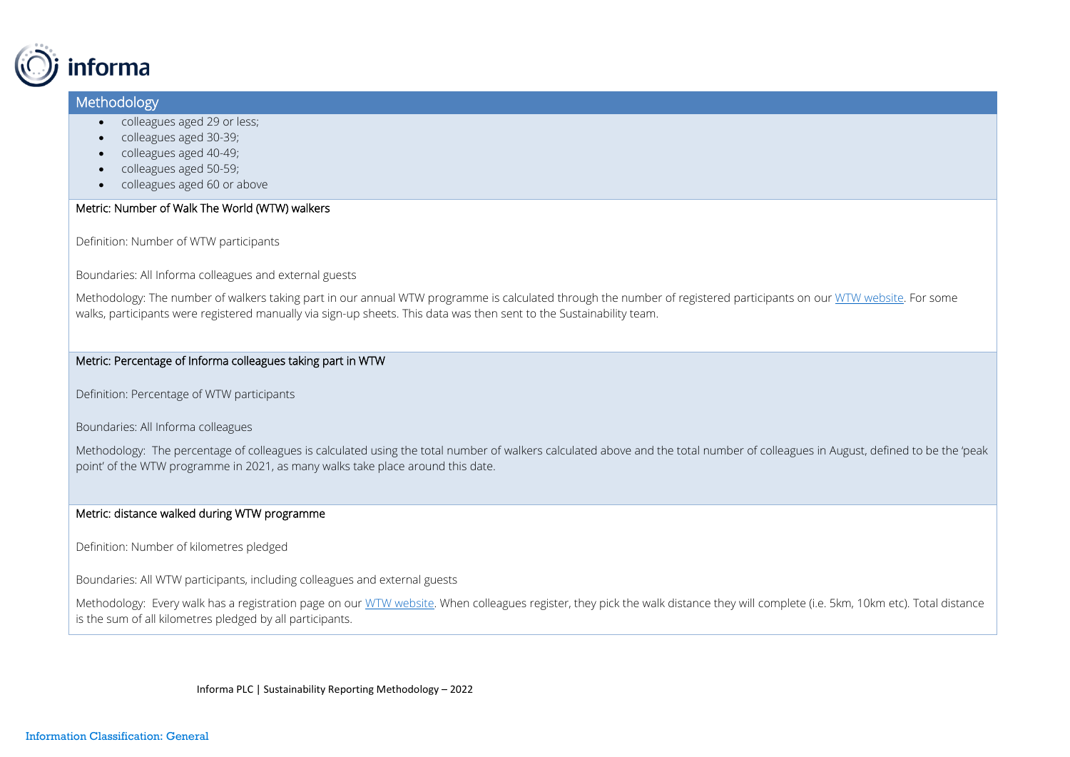## Methodology

- colleagues aged 29 or less;
- colleagues aged 30-39;
- colleagues aged 40-49;
- colleagues aged 50-59;
- colleagues aged 60 or above

### Metric: Number of Walk The World (WTW) walkers

Definition: Number of WTW participants

Boundaries: All Informa colleagues and external guests

Methodology: The number of walkers taking part in our annual WTW programme is calculated through the number of registered participants on our WTW website. For some walks, participants were registered manually via sign-up sheets. This data was then sent to the Sustainability team.

### Metric: Percentage of Informa colleagues taking part in WTW

Definition: Percentage of WTW participants

Boundaries: All Informa colleagues

Methodology: The percentage of colleagues is calculated using the total number of walkers calculated above and the total number of colleagues in August, defined to be the 'peak point' of the WTW programme in 2021, as many walks take place around this date.

### Metric: distance walked during WTW programme

Definition: Number of kilometres pledged

Boundaries: All WTW participants, including colleagues and external guests

Methodology: Every walk has a registration page on our WTW website. When colleagues register, they pick the walk distance they will complete (i.e. 5km, 10km etc). Total distance is the sum of all kilometres pledged by all participants.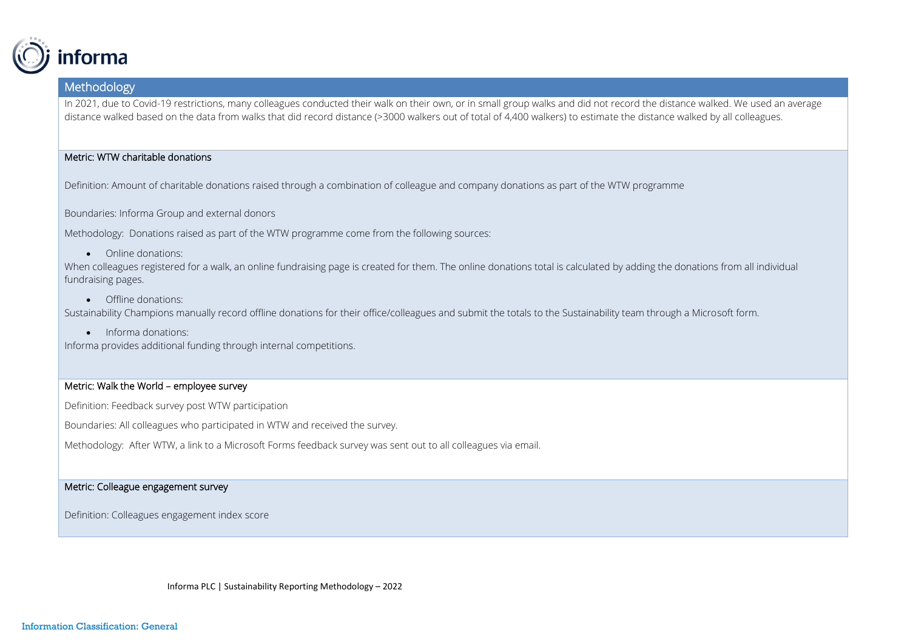## Methodology

In 2021, due to Covid-19 restrictions, many colleagues conducted their walk on their own, or in small group walks and did not record the distance walked. We used an average distance walked based on the data from walks that did record distance (>3000 walkers out of total of 4,400 walkers) to estimate the distance walked by all colleagues.

### Metric: WTW charitable donations

Definition: Amount of charitable donations raised through a combination of colleague and company donations as part of the WTW programme

Boundaries: Informa Group and external donors

Methodology: Donations raised as part of the WTW programme come from the following sources:

- Online donations:

When colleagues registered for a walk, an online fundraising page is created for them. The online donations total is calculated by adding the donations from all individual fundraising pages.

- Offline donations:

Sustainability Champions manually record offline donations for their office/colleagues and submit the totals to the Sustainability team through a Microsoft form.

- Informa donations:

Informa provides additional funding through internal competitions.

### Metric: Walk the World – employee survey

Definition: Feedback survey post WTW participation

Boundaries: All colleagues who participated in WTW and received the survey.

Methodology: After WTW, a link to a Microsoft Forms feedback survey was sent out to all colleagues via email.

### Metric: Colleague engagement survey

Definition: Colleagues engagement index score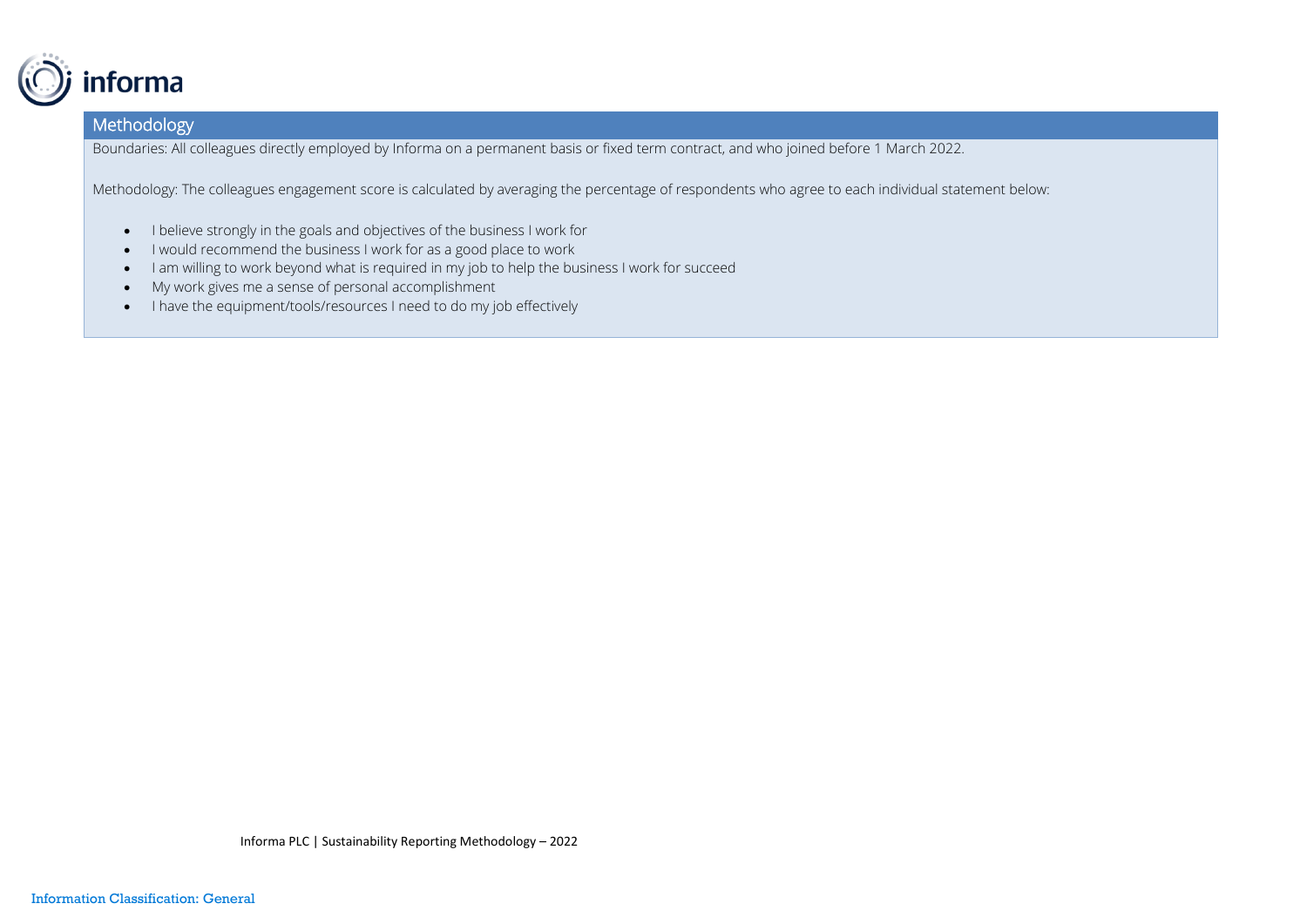## Methodology

Boundaries: All colleagues directly employed by Informa on a permanent basis or fixed term contract, and who joined before 1 March 2022.

Methodology: The colleagues engagement score is calculated by averaging the percentage of respondents who agree to each individual statement below:

- I believe strongly in the goals and objectives of the business I work for
- I would recommend the business I work for as a good place to work
- I am willing to work beyond what is required in my job to help the business I work for succeed
- My work gives me a sense of personal accomplishment
- I have the equipment/tools/resources I need to do my job effectively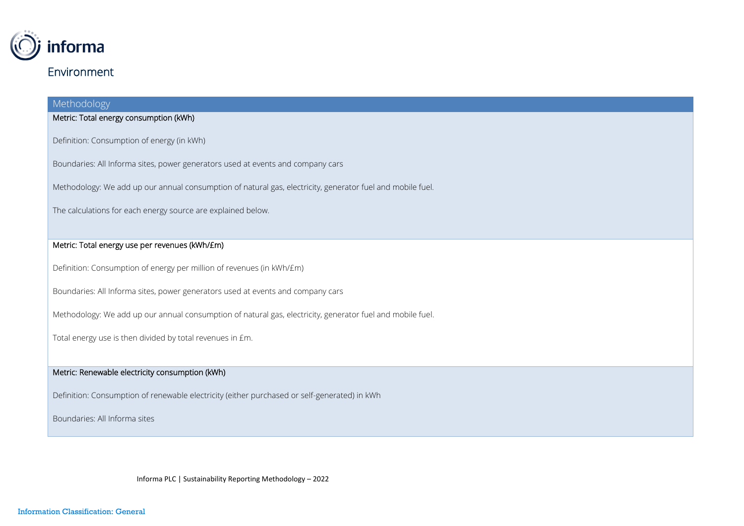## Environment

### Methodology

**Metric: Total energy consumption (kWh)**

Definition: Consumption of energy (in kWh)

Boundaries: All Informa sites, power generators used at events and company cars

Methodology: We add up our annual consumption of natural gas, electricity, generator fuel and mobile fuel.

The calculations for each energy source are explained below.

**Metric: Total energy use per revenues (kWh/£m)**

Definition: Consumption of energy per million of revenues (in kWh/£m)

Boundaries: All Informa sites, power generators used at events and company cars

Methodology: We add up our annual consumption of natural gas, electricity, generator fuel and mobile fuel.

Total energy use is then divided by total revenues in £m.

**Metric: Renewable electricity consumption (kWh)**

Definition: Consumption of renewable electricity (either purchased or self-generated) in kWh

Boundaries: All Informa sites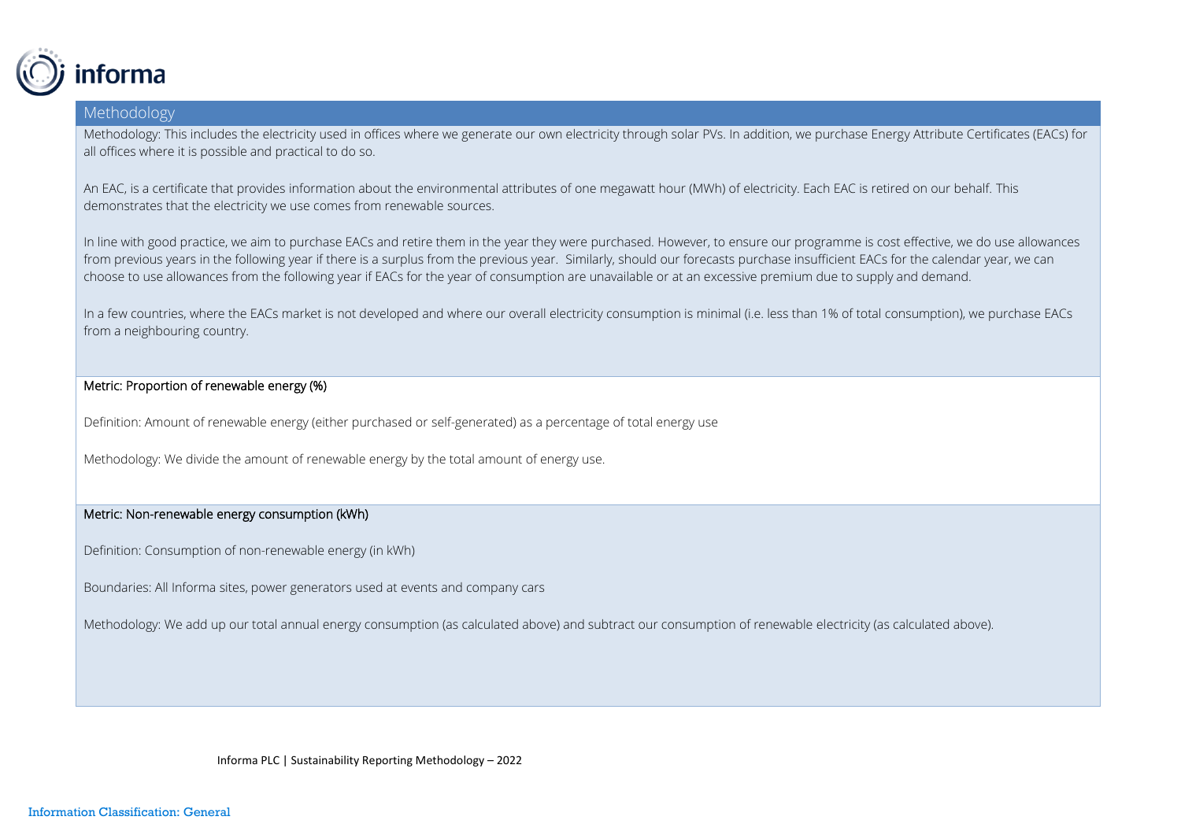## Methodology

Methodology: This includes the electricity used in offices where we generate our own electricity through solar PVs. In addition, we purchase Energy Attribute Certificates (EACs) for all offices where it is possible and practical to do so.

An EAC, is a certificate that provides information about the environmental attributes of one megawatt hour (MWh) of electricity. Each EAC is retired on our behalf. This demonstrates that the electricity we use comes from renewable sources.

In line with good practice, we aim to purchase EACs and retire them in the year they were purchased. However, to ensure our programme is cost effective, we do use allowances from previous years in the following year if there is a surplus from the previous year. Similarly, should our forecasts purchase insufficient EACs for the calendar year, we can choose to use allowances from the following year if EACs for the year of consumption are unavailable or at an excessive premium due to supply and demand.

In a few countries, where the EACs market is not developed and where our overall electricity consumption is minimal (i.e. less than 1% of total consumption), we purchase EACs from a neighbouring country.

### Metric: Proportion of renewable energy (%)

Definition: Amount of renewable energy (either purchased or self-generated) as a percentage of total energy use

Methodology: We divide the amount of renewable energy by the total amount of energy use.

### Metric: Non-renewable energy consumption (kWh)

Definition: Consumption of non-renewable energy (in kWh)

Boundaries: All Informa sites, power generators used at events and company cars

Methodology: We add up our total annual energy consumption (as calculated above) and subtract our consumption of renewable electricity (as calculated above).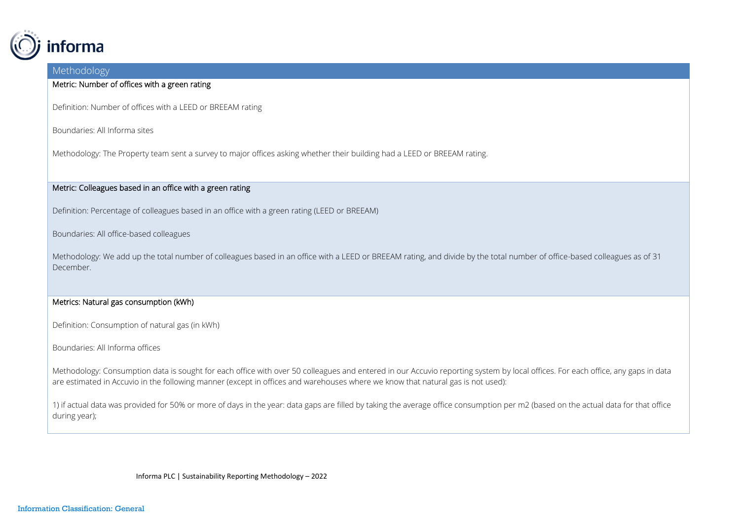## Methodology

**Metric: Number of offices with a green rating**

Definition: Number of offices with a LEED or BREEAM rating

Boundaries: All Informa sites

Methodology: The Property team sent a survey to major offices asking whether their building had a LEED or BREEAM rating.

**Metric: Colleagues based in an office with a green rating**

Definition: Percentage of colleagues based in an office with a green rating (LEED or BREEAM)

Boundaries: All office-based colleagues

Methodology: We add up the total number of colleagues based in an office with a LEED or BREEAM rating, and divide by the total number of office-based colleagues as of 31 December.

**Metrics: Natural gas consumption (kWh)**

Definition: Consumption of natural gas (in kWh)

Boundaries: All Informa offices

Methodology: Consumption data is sought for each office with over 50 colleagues and entered in our Accuvio reporting system by local offices. For each office, any gaps in data are estimated in Accuvio in the following manner (except in offices and warehouses where we know that natural gas is not used):

1) if actual data was provided for 50% or more of days in the year: data gaps are filled by taking the average office consumption per m2 (based on the actual data for that office during year);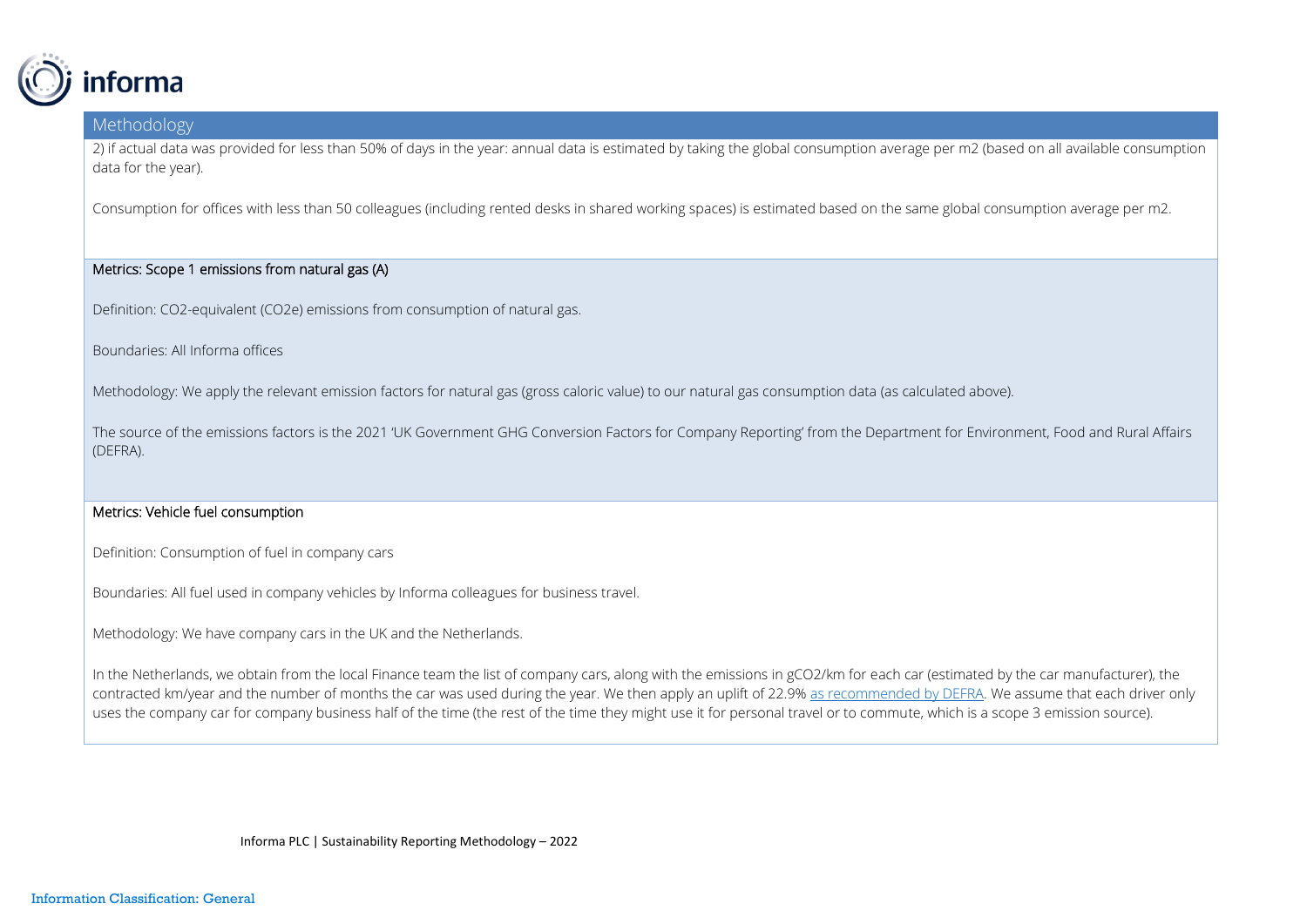## Methodology

2) if actual data was provided for less than 50% of days in the year: annual data is estimated by taking the global consumption average per m2 (based on all available consumption data for the year).

Consumption for offices with less than 50 colleagues (including rented desks in shared working spaces) is estimated based on the same global consumption average per m2.

### Metrics: Scope 1 emissions from natural gas (A)

Definition: $CO_2$-equivalent ($CO_2e$) emissions from consumption of natural gas.

Boundaries: All Informa offices

Methodology: We apply the relevant emission factors for natural gas (gross caloric value) to our natural gas consumption data (as calculated above).

The source of the emissions factors is the 2021 'UK Government GHG Conversion Factors for Company Reporting' from the Department for Environment, Food and Rural Affairs (DEFRA).

### Metrics: Vehicle fuel consumption

Definition: Consumption of fuel in company cars

Boundaries: All fuel used in company vehicles by Informa colleagues for business travel.

Methodology: We have company cars in the UK and the Netherlands.

In the Netherlands, we obtain from the local Finance team the list of company cars, along with the emissions in $gCO_2/km$ for each car (estimated by the car manufacturer), the contracted km/year and the number of months the car was used during the year. We then apply an uplift of 22.9% as recommended by DEFRA. We assume that each driver only uses the company car for company business half of the time (the rest of the time they might use it for personal travel or to commute, which is a scope 3 emission source).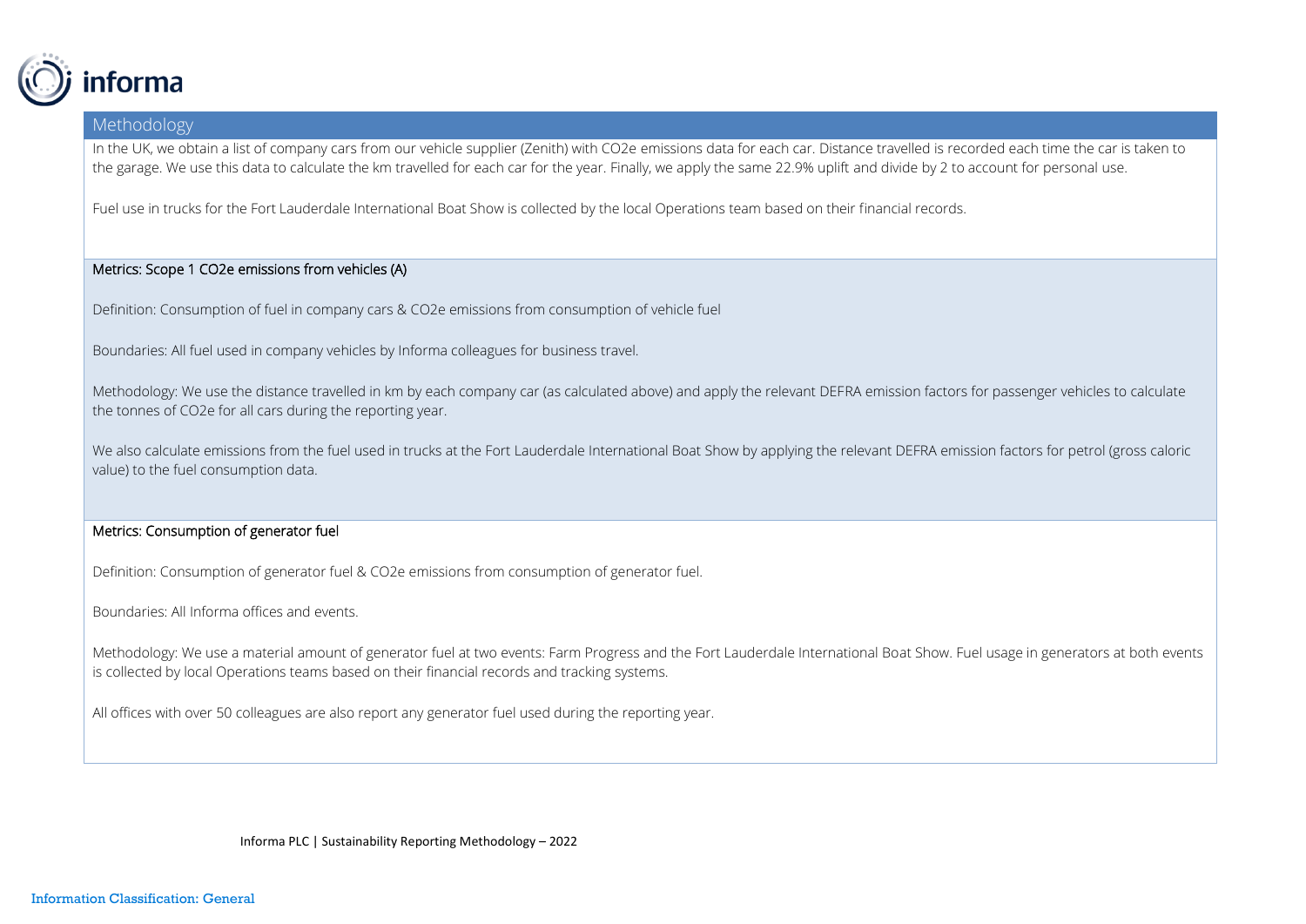## Methodology

In the UK, we obtain a list of company cars from our vehicle supplier (Zenith) with $CO_2e$ emissions data for each car. Distance travelled is recorded each time the car is taken to the garage. We use this data to calculate the km travelled for each car for the year. Finally, we apply the same 22.9% uplift and divide by 2 to account for personal use.

Fuel use in trucks for the Fort Lauderdale International Boat Show is collected by the local Operations team based on their financial records.

### Metrics: Scope 1 $CO_2e$ emissions from vehicles (A)

Definition: Consumption of fuel in company cars & $CO_2e$ emissions from consumption of vehicle fuel

Boundaries: All fuel used in company vehicles by Informa colleagues for business travel.

Methodology: We use the distance travelled in km by each company car (as calculated above) and apply the relevant DEFRA emission factors for passenger vehicles to calculate the tonnes of $CO_2e$ for all cars during the reporting year.

We also calculate emissions from the fuel used in trucks at the Fort Lauderdale International Boat Show by applying the relevant DEFRA emission factors for petrol (gross caloric value) to the fuel consumption data.

### Metrics: Consumption of generator fuel

Definition: Consumption of generator fuel & $CO_2e$ emissions from consumption of generator fuel.

Boundaries: All Informa offices and events.

Methodology: We use a material amount of generator fuel at two events: Farm Progress and the Fort Lauderdale International Boat Show. Fuel usage in generators at both events is collected by local Operations teams based on their financial records and tracking systems.

All offices with over 50 colleagues are also report any generator fuel used during the reporting year.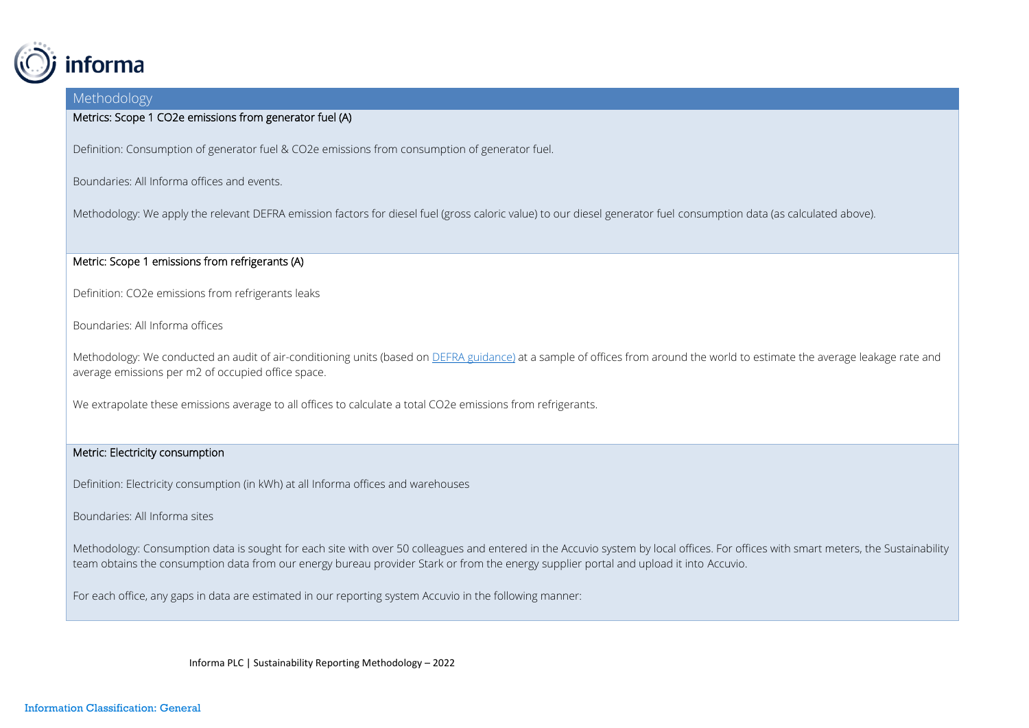## Methodology

**Metrics: Scope 1 $CO_2e$ emissions from generator fuel (A)**

Definition: Consumption of generator fuel & $CO_2e$ emissions from consumption of generator fuel.

Boundaries: All Informa offices and events.

Methodology: We apply the relevant DEFRA emission factors for diesel fuel (gross caloric value) to our diesel generator fuel consumption data (as calculated above).

**Metric: Scope 1 emissions from refrigerants (A)**

Definition: $CO_2e$ emissions from refrigerants leaks

Boundaries: All Informa offices

Methodology: We conducted an audit of air-conditioning units (based on [DEFRA guidance)] at a sample of offices from around the world to estimate the average leakage rate and average emissions per m2 of occupied office space.

We extrapolate these emissions average to all offices to calculate a total $CO_2e$ emissions from refrigerants.

**Metric: Electricity consumption**

Definition: Electricity consumption (in kWh) at all Informa offices and warehouses

Boundaries: All Informa sites

Methodology: Consumption data is sought for each site with over 50 colleagues and entered in the Accuvio system by local offices. For offices with smart meters, the Sustainability team obtains the consumption data from our energy bureau provider Stark or from the energy supplier portal and upload it into Accuvio.

For each office, any gaps in data are estimated in our reporting system Accuvio in the following manner: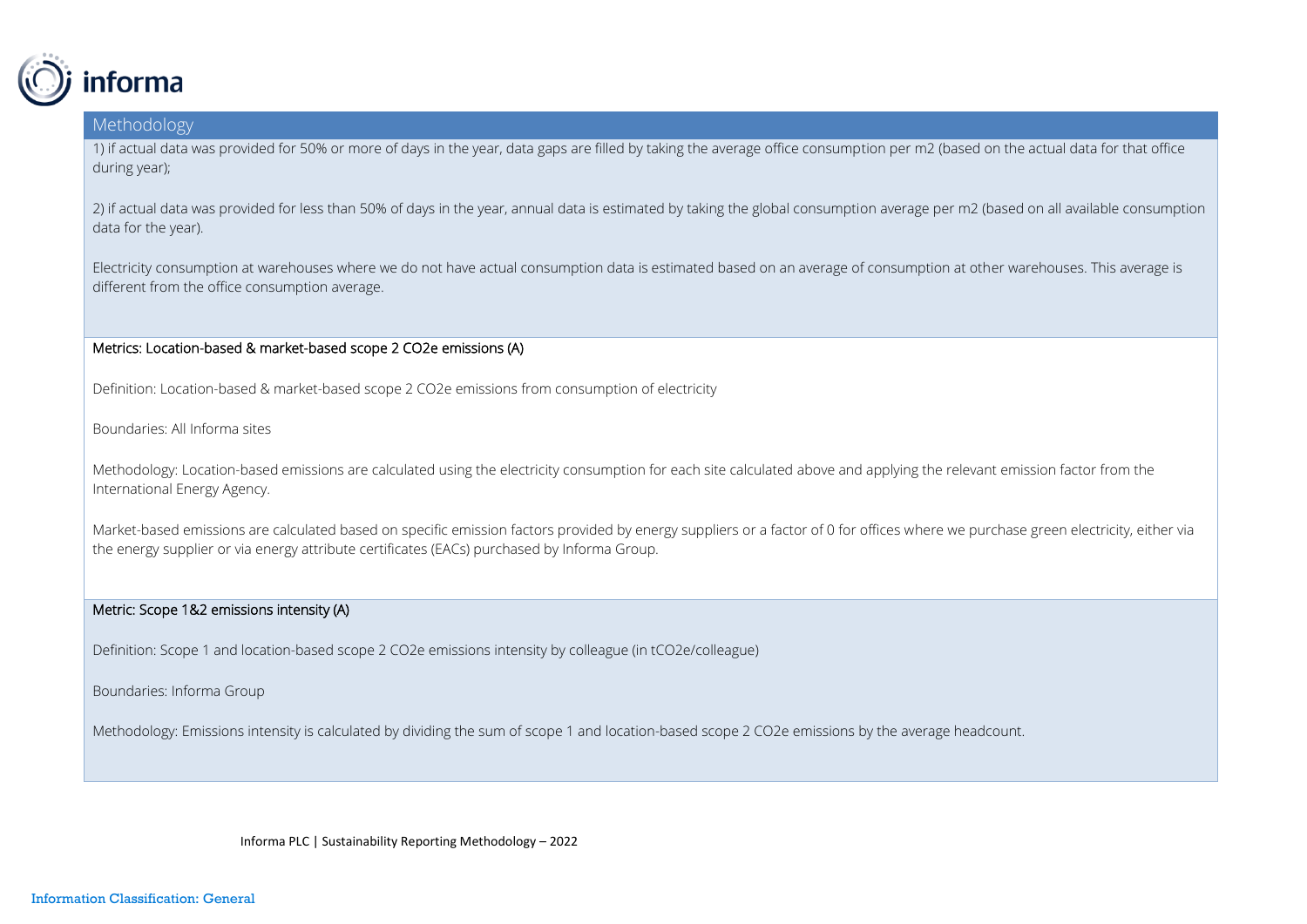## Methodology

1) if actual data was provided for 50% or more of days in the year, data gaps are filled by taking the average office consumption per m2 (based on the actual data for that office during year);

2) if actual data was provided for less than 50% of days in the year, annual data is estimated by taking the global consumption average per m2 (based on all available consumption data for the year).

Electricity consumption at warehouses where we do not have actual consumption data is estimated based on an average of consumption at other warehouses. This average is different from the office consumption average.

## Metrics: Location-based & market-based scope 2 $CO_2e$ emissions (A)

Definition: Location-based & market-based scope 2 $CO_2e$ emissions from consumption of electricity

Boundaries: All Informa sites

Methodology: Location-based emissions are calculated using the electricity consumption for each site calculated above and applying the relevant emission factor from the International Energy Agency.

Market-based emissions are calculated based on specific emission factors provided by energy suppliers or a factor of 0 for offices where we purchase green electricity, either via the energy supplier or via energy attribute certificates (EACs) purchased by Informa Group.

## Metric: Scope 1&2 emissions intensity (A)

Definition: Scope 1 and location-based scope 2 $CO_2e$ emissions intensity by colleague (in $tCO_2e$/colleague)

Boundaries: Informa Group

Methodology: Emissions intensity is calculated by dividing the sum of scope 1 and location-based scope 2 $CO_2e$ emissions by the average headcount.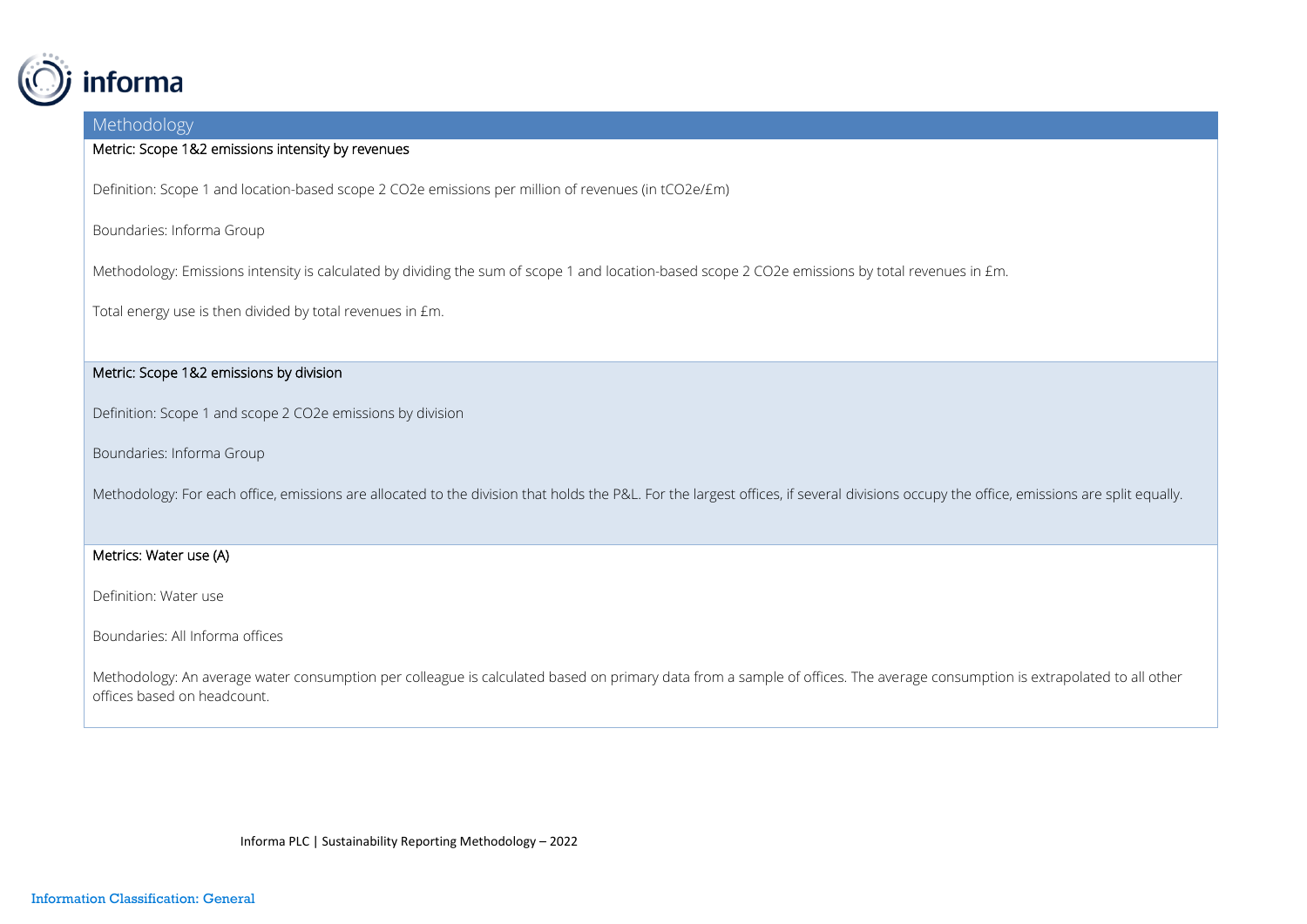## Methodology

**Metric: Scope 1&2 emissions intensity by revenues**

Definition: Scope 1 and location-based scope 2 CO2e emissions per million of revenues (in tCO2e/£m)

Boundaries: Informa Group

Methodology: Emissions intensity is calculated by dividing the sum of scope 1 and location-based scope 2 CO2e emissions by total revenues in £m.

Total energy use is then divided by total revenues in £m.

**Metric: Scope 1&2 emissions by division**

Definition: Scope 1 and scope 2 CO2e emissions by division

Boundaries: Informa Group

Methodology: For each office, emissions are allocated to the division that holds the P&L. For the largest offices, if several divisions occupy the office, emissions are split equally.

**Metrics: Water use (A)**

Definition: Water use

Boundaries: All Informa offices

Methodology: An average water consumption per colleague is calculated based on primary data from a sample of offices. The average consumption is extrapolated to all other offices based on headcount.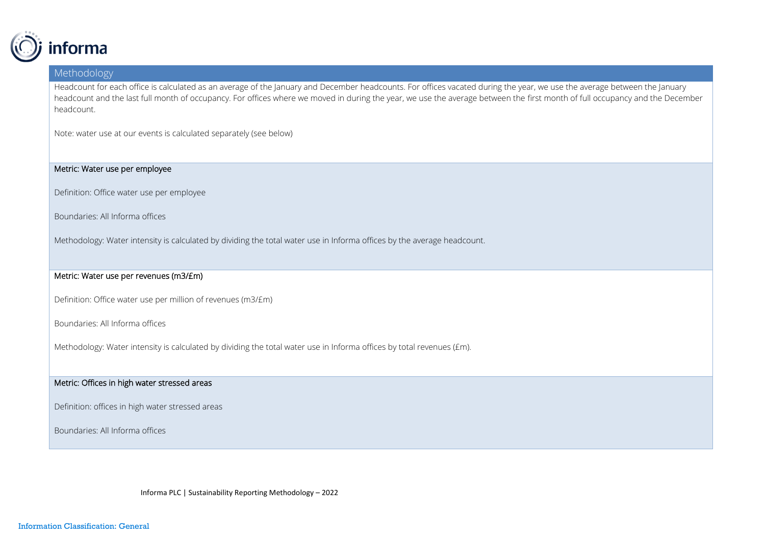## Methodology

Headcount for each office is calculated as an average of the January and December headcounts. For offices vacated during the year, we use the average between the January headcount and the last full month of occupancy. For offices where we moved in during the year, we use the average between the first month of full occupancy and the December headcount.

Note: water use at our events is calculated separately (see below)

### Metric: Water use per employee

Definition: Office water use per employee

Boundaries: All Informa offices

Methodology: Water intensity is calculated by dividing the total water use in Informa offices by the average headcount.

### Metric: Water use per revenues (m3/£m)

Definition: Office water use per million of revenues (m3/£m)

Boundaries: All Informa offices

Methodology: Water intensity is calculated by dividing the total water use in Informa offices by total revenues (£m).

### Metric: Offices in high water stressed areas

Definition: offices in high water stressed areas

Boundaries: All Informa offices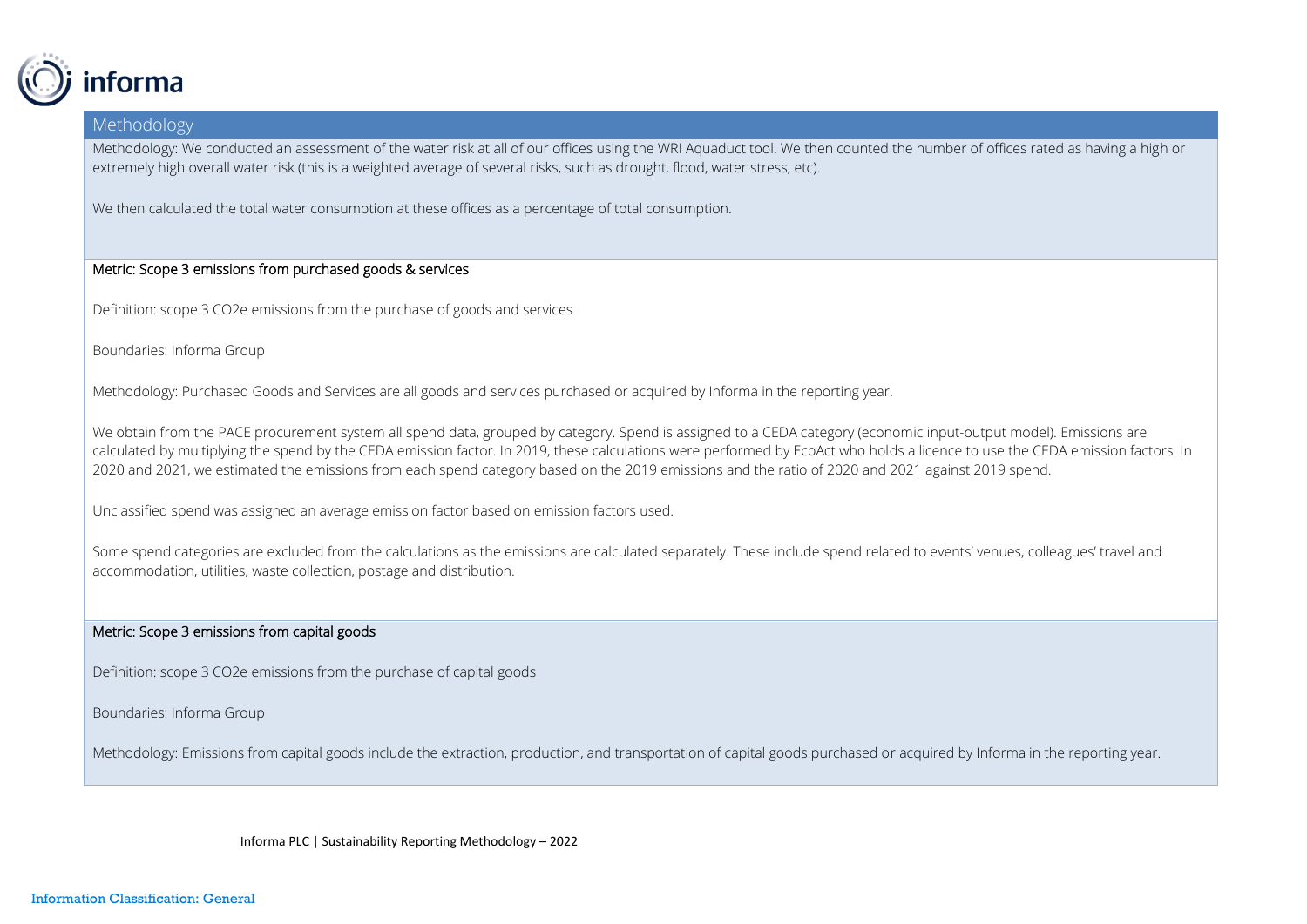## Methodology

Methodology: We conducted an assessment of the water risk at all of our offices using the WRI Aquaduct tool. We then counted the number of offices rated as having a high or extremely high overall water risk (this is a weighted average of several risks, such as drought, flood, water stress, etc).

We then calculated the total water consumption at these offices as a percentage of total consumption.

### Metric: Scope 3 emissions from purchased goods & services

Definition: scope 3 CO2e emissions from the purchase of goods and services

Boundaries: Informa Group

Methodology: Purchased Goods and Services are all goods and services purchased or acquired by Informa in the reporting year.

We obtain from the PACE procurement system all spend data, grouped by category. Spend is assigned to a CEDA category (economic input-output model). Emissions are calculated by multiplying the spend by the CEDA emission factor. In 2019, these calculations were performed by EcoAct who holds a licence to use the CEDA emission factors. In 2020 and 2021, we estimated the emissions from each spend category based on the 2019 emissions and the ratio of 2020 and 2021 against 2019 spend.

Unclassified spend was assigned an average emission factor based on emission factors used.

Some spend categories are excluded from the calculations as the emissions are calculated separately. These include spend related to events' venues, colleagues' travel and accommodation, utilities, waste collection, postage and distribution.

### Metric: Scope 3 emissions from capital goods

Definition: scope 3 CO2e emissions from the purchase of capital goods

Boundaries: Informa Group

Methodology: Emissions from capital goods include the extraction, production, and transportation of capital goods purchased or acquired by Informa in the reporting year.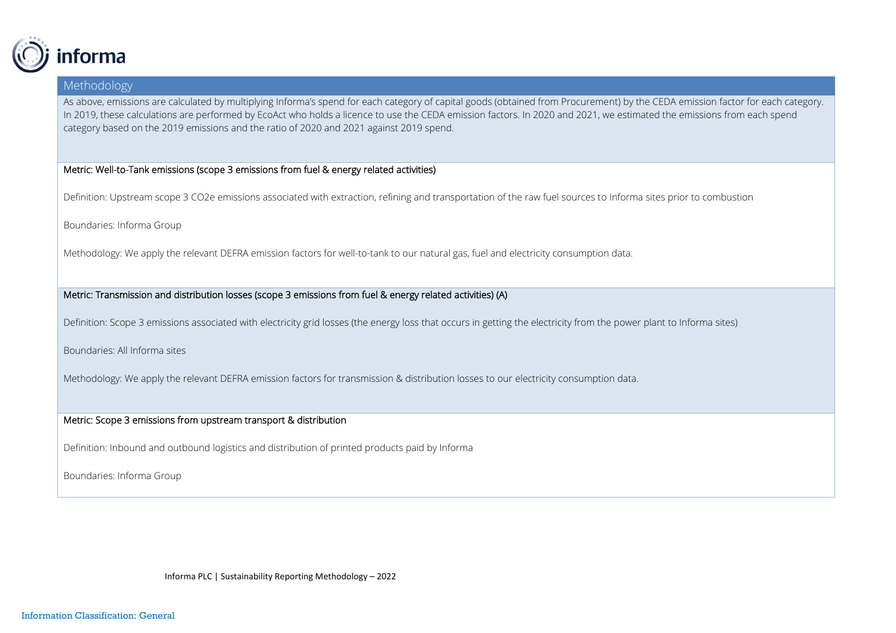## Methodology

As above, emissions are calculated by multiplying Informa's spend for each category of capital goods (obtained from Procurement) by the CEDA emission factor for each category. In 2019, these calculations are performed by EcoAct who holds a licence to use the CEDA emission factors. In 2020 and 2021, we estimated the emissions from each spend category based on the 2019 emissions and the ratio of 2020 and 2021 against 2019 spend.

Metric: Well-to-Tank emissions (scope 3 emissions from fuel & energy related activities)

Definition: Upstream scope 3 $CO_2e$ emissions associated with extraction, refining and transportation of the raw fuel sources to Informa sites prior to combustion

Boundaries: Informa Group

Methodology: We apply the relevant DEFRA emission factors for well-to-tank to our natural gas, fuel and electricity consumption data.

Metric: Transmission and distribution losses (scope 3 emissions from fuel & energy related activities) (A)

Definition: Scope 3 emissions associated with electricity grid losses (the energy loss that occurs in getting the electricity from the power plant to Informa sites)

Boundaries: All Informa sites

Methodology: We apply the relevant DEFRA emission factors for transmission & distribution losses to our electricity consumption data.

Metric: Scope 3 emissions from upstream transport & distribution

Definition: Inbound and outbound logistics and distribution of printed products paid by Informa

Boundaries: Informa Group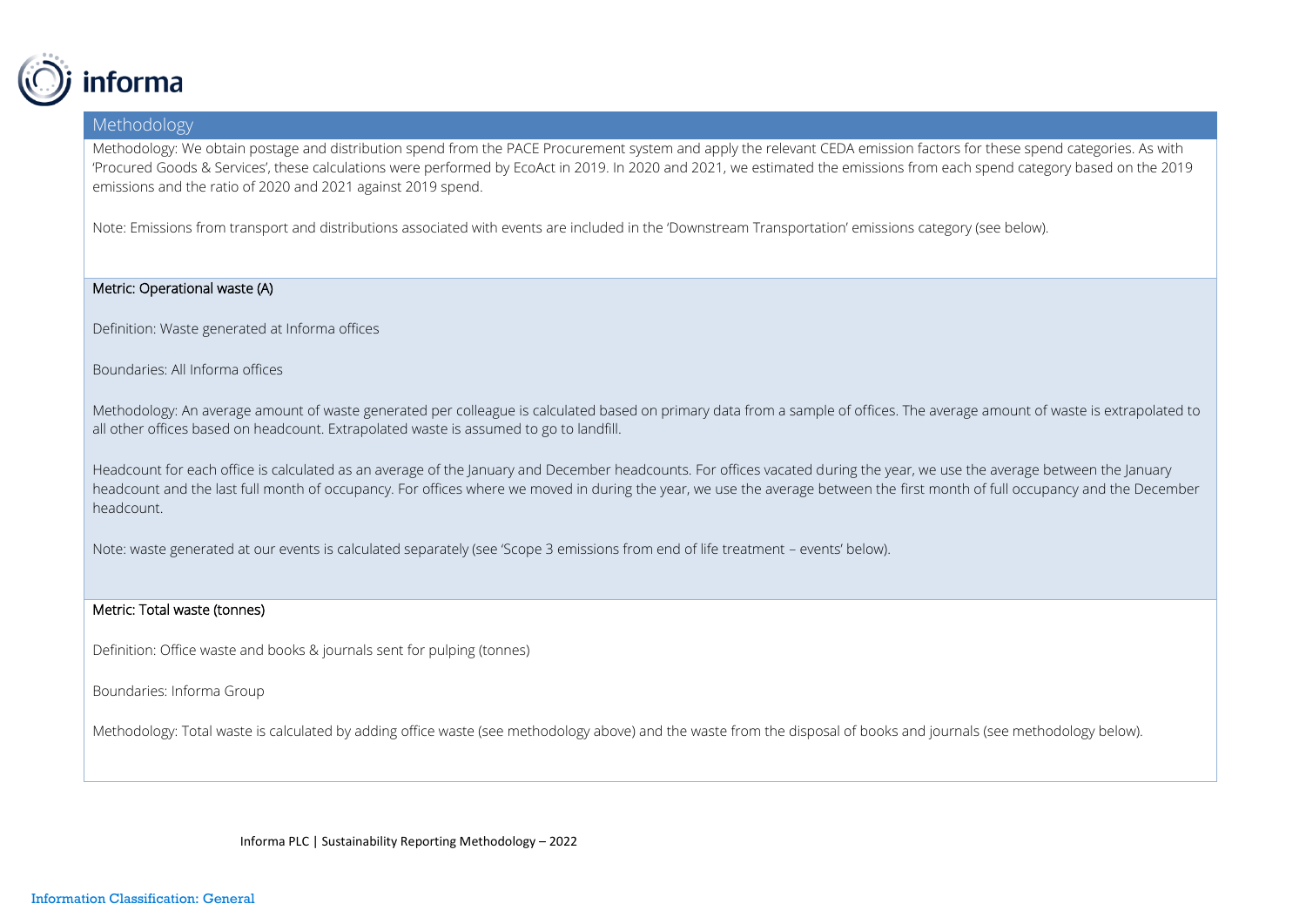## Methodology

Methodology: We obtain postage and distribution spend from the PACE Procurement system and apply the relevant CEDA emission factors for these spend categories. As with 'Procured Goods & Services', these calculations were performed by EcoAct in 2019. In 2020 and 2021, we estimated the emissions from each spend category based on the 2019 emissions and the ratio of 2020 and 2021 against 2019 spend.

Note: Emissions from transport and distributions associated with events are included in the 'Downstream Transportation' emissions category (see below).

### Metric: Operational waste (A)

Definition: Waste generated at Informa offices

Boundaries: All Informa offices

Methodology: An average amount of waste generated per colleague is calculated based on primary data from a sample of offices. The average amount of waste is extrapolated to all other offices based on headcount. Extrapolated waste is assumed to go to landfill.

Headcount for each office is calculated as an average of the January and December headcounts. For offices vacated during the year, we use the average between the January headcount and the last full month of occupancy. For offices where we moved in during the year, we use the average between the first month of full occupancy and the December headcount.

Note: waste generated at our events is calculated separately (see 'Scope 3 emissions from end of life treatment – events' below).

### Metric: Total waste (tonnes)

Definition: Office waste and books & journals sent for pulping (tonnes)

Boundaries: Informa Group

Methodology: Total waste is calculated by adding office waste (see methodology above) and the waste from the disposal of books and journals (see methodology below).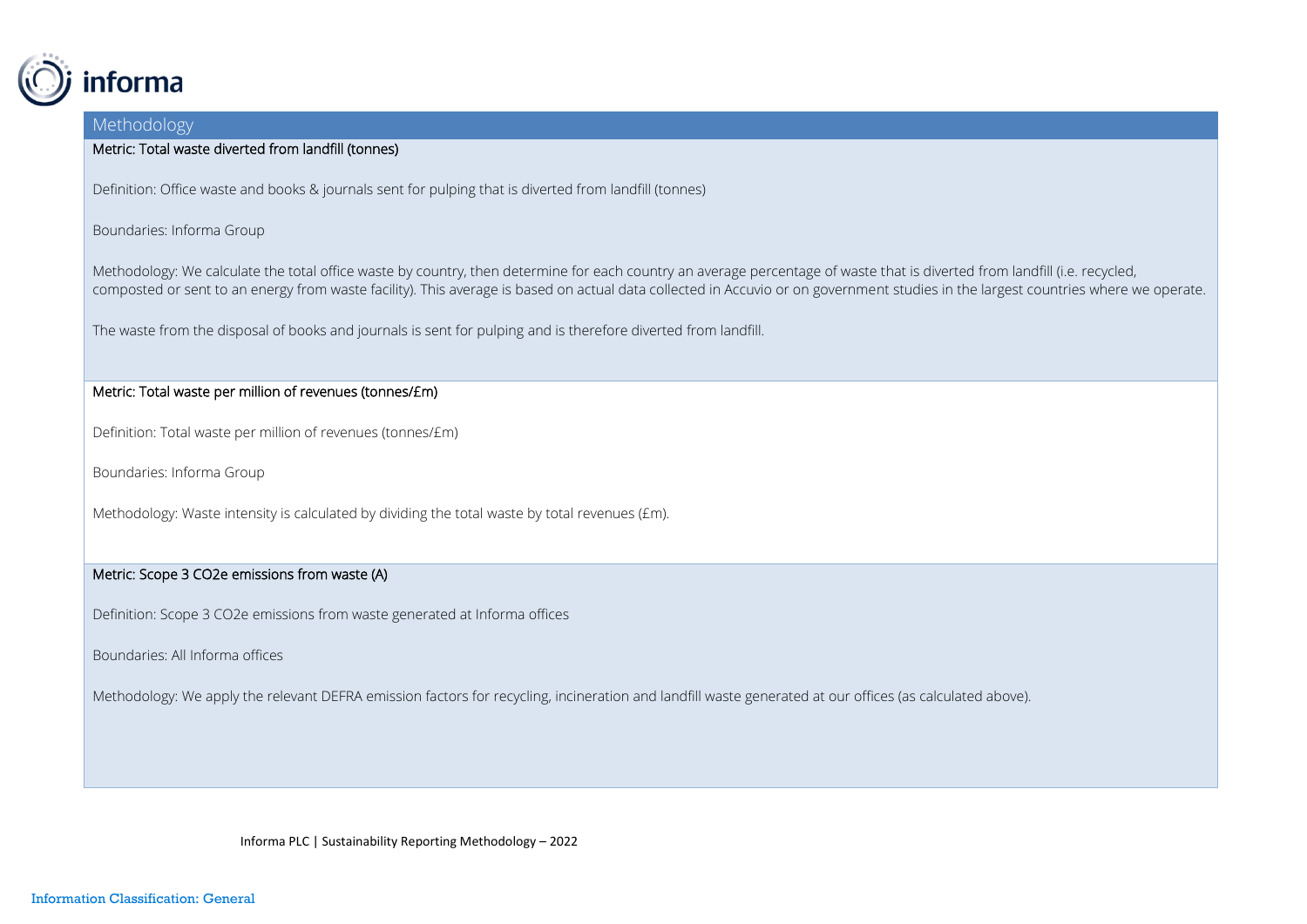## Methodology

**Metric: Total waste diverted from landfill (tonnes)**

Definition: Office waste and books & journals sent for pulping that is diverted from landfill (tonnes)

Boundaries: Informa Group

Methodology: We calculate the total office waste by country, then determine for each country an average percentage of waste that is diverted from landfill (i.e. recycled, composted or sent to an energy from waste facility). This average is based on actual data collected in Accuvio or on government studies in the largest countries where we operate.

The waste from the disposal of books and journals is sent for pulping and is therefore diverted from landfill.

**Metric: Total waste per million of revenues (tonnes/£m)**

Definition: Total waste per million of revenues (tonnes/£m)

Boundaries: Informa Group

Methodology: Waste intensity is calculated by dividing the total waste by total revenues (£m).

**Metric: Scope 3 CO2e emissions from waste (A)**

Definition: Scope 3 CO2e emissions from waste generated at Informa offices

Boundaries: All Informa offices

Methodology: We apply the relevant DEFRA emission factors for recycling, incineration and landfill waste generated at our offices (as calculated above).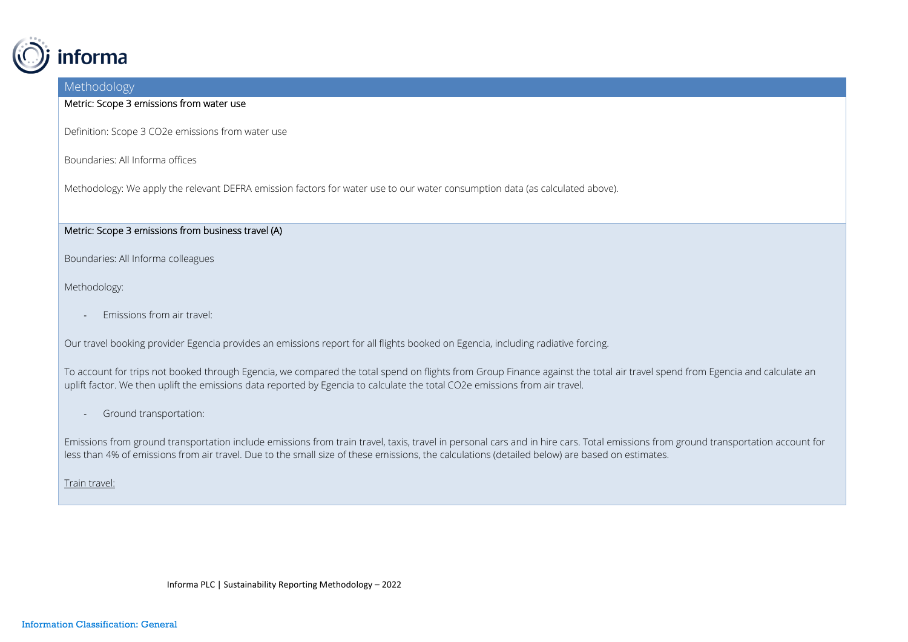## Methodology

**Metric: Scope 3 emissions from water use**

Definition: Scope 3 CO2e emissions from water use

Boundaries: All Informa offices

Methodology: We apply the relevant DEFRA emission factors for water use to our water consumption data (as calculated above).

**Metric: Scope 3 emissions from business travel (A)**

Boundaries: All Informa colleagues

Methodology:

- Emissions from air travel:

Our travel booking provider Egencia provides an emissions report for all flights booked on Egencia, including radiative forcing.

To account for trips not booked through Egencia, we compared the total spend on flights from Group Finance against the total air travel spend from Egencia and calculate an uplift factor. We then uplift the emissions data reported by Egencia to calculate the total CO2e emissions from air travel.

- Ground transportation:

Emissions from ground transportation include emissions from train travel, taxis, travel in personal cars and in hire cars. Total emissions from ground transportation account for less than 4% of emissions from air travel. Due to the small size of these emissions, the calculations (detailed below) are based on estimates.

<u>Train travel:</u>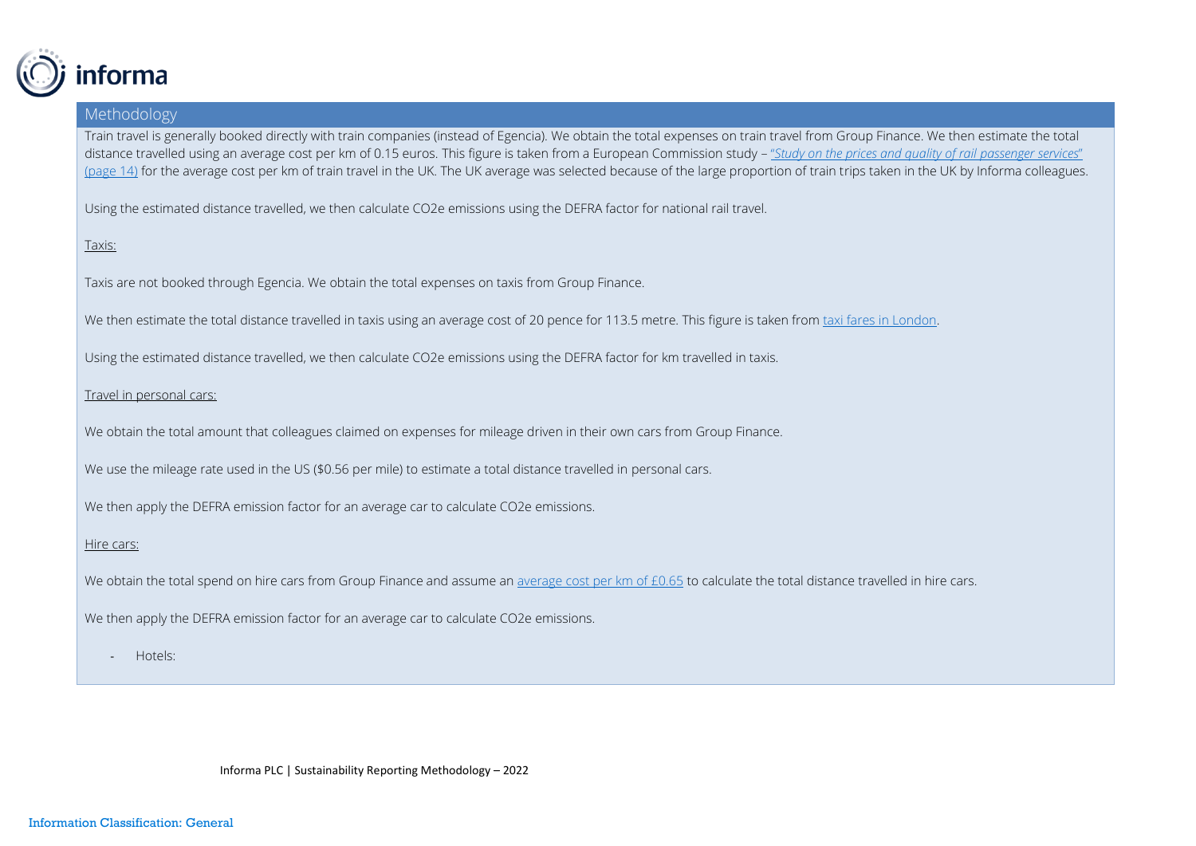## Methodology

Train travel is generally booked directly with train companies (instead of Egencia). We obtain the total expenses on train travel from Group Finance. We then estimate the total distance travelled using an average cost per km of 0.15 euros. This figure is taken from a European Commission study – "*Study on the prices and quality of rail passenger services*" (page 14) for the average cost per km of train travel in the UK. The UK average was selected because of the large proportion of train trips taken in the UK by Informa colleagues.

Using the estimated distance travelled, we then calculate CO2e emissions using the DEFRA factor for national rail travel.

Taxis:

Taxis are not booked through Egencia. We obtain the total expenses on taxis from Group Finance.

We then estimate the total distance travelled in taxis using an average cost of 20 pence for 113.5 metre. This figure is taken from taxi fares in London.

Using the estimated distance travelled, we then calculate CO2e emissions using the DEFRA factor for km travelled in taxis.

Travel in personal cars:

We obtain the total amount that colleagues claimed on expenses for mileage driven in their own cars from Group Finance.

We use the mileage rate used in the US ($0.56 per mile) to estimate a total distance travelled in personal cars.

We then apply the DEFRA emission factor for an average car to calculate CO2e emissions.

Hire cars:

We obtain the total spend on hire cars from Group Finance and assume an average cost per km of £0.65 to calculate the total distance travelled in hire cars.

We then apply the DEFRA emission factor for an average car to calculate CO2e emissions.

- Hotels: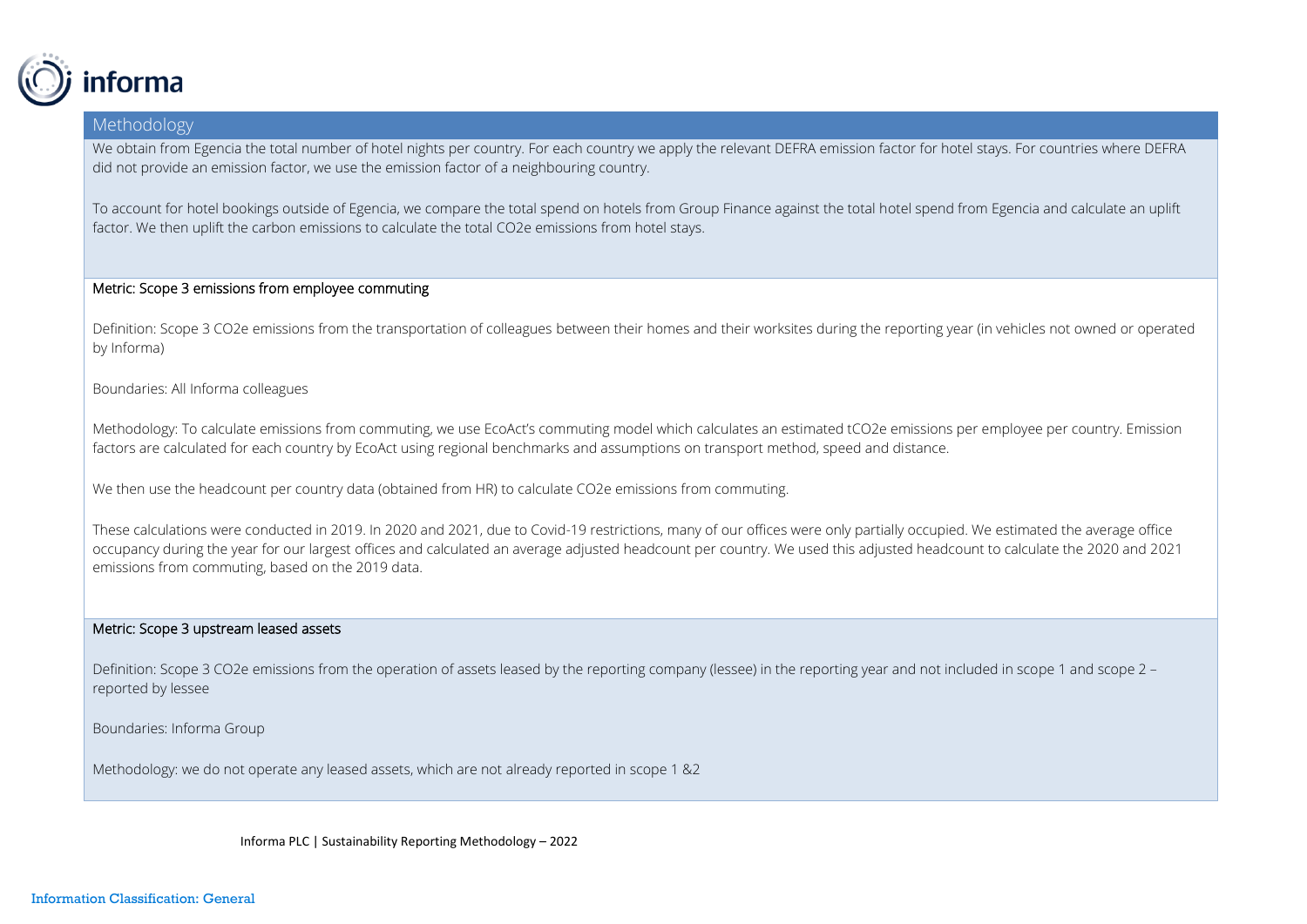## Methodology

We obtain from Egencia the total number of hotel nights per country. For each country we apply the relevant DEFRA emission factor for hotel stays. For countries where DEFRA did not provide an emission factor, we use the emission factor of a neighbouring country.

To account for hotel bookings outside of Egencia, we compare the total spend on hotels from Group Finance against the total hotel spend from Egencia and calculate an uplift factor. We then uplift the carbon emissions to calculate the total $CO_2e$ emissions from hotel stays.

### Metric: Scope 3 emissions from employee commuting

Definition: Scope 3 $CO_2e$ emissions from the transportation of colleagues between their homes and their worksites during the reporting year (in vehicles not owned or operated by Informa)

Boundaries: All Informa colleagues

Methodology: To calculate emissions from commuting, we use EcoAct's commuting model which calculates an estimated $tCO_2e$ emissions per employee per country. Emission factors are calculated for each country by EcoAct using regional benchmarks and assumptions on transport method, speed and distance.

We then use the headcount per country data (obtained from HR) to calculate $CO_2e$ emissions from commuting.

These calculations were conducted in 2019. In 2020 and 2021, due to Covid-19 restrictions, many of our offices were only partially occupied. We estimated the average office occupancy during the year for our largest offices and calculated an average adjusted headcount per country. We used this adjusted headcount to calculate the 2020 and 2021 emissions from commuting, based on the 2019 data.

### Metric: Scope 3 upstream leased assets

Definition: Scope 3 $CO_2e$ emissions from the operation of assets leased by the reporting company (lessee) in the reporting year and not included in scope 1 and scope 2 – reported by lessee

Boundaries: Informa Group

Methodology: we do not operate any leased assets, which are not already reported in scope 1 &2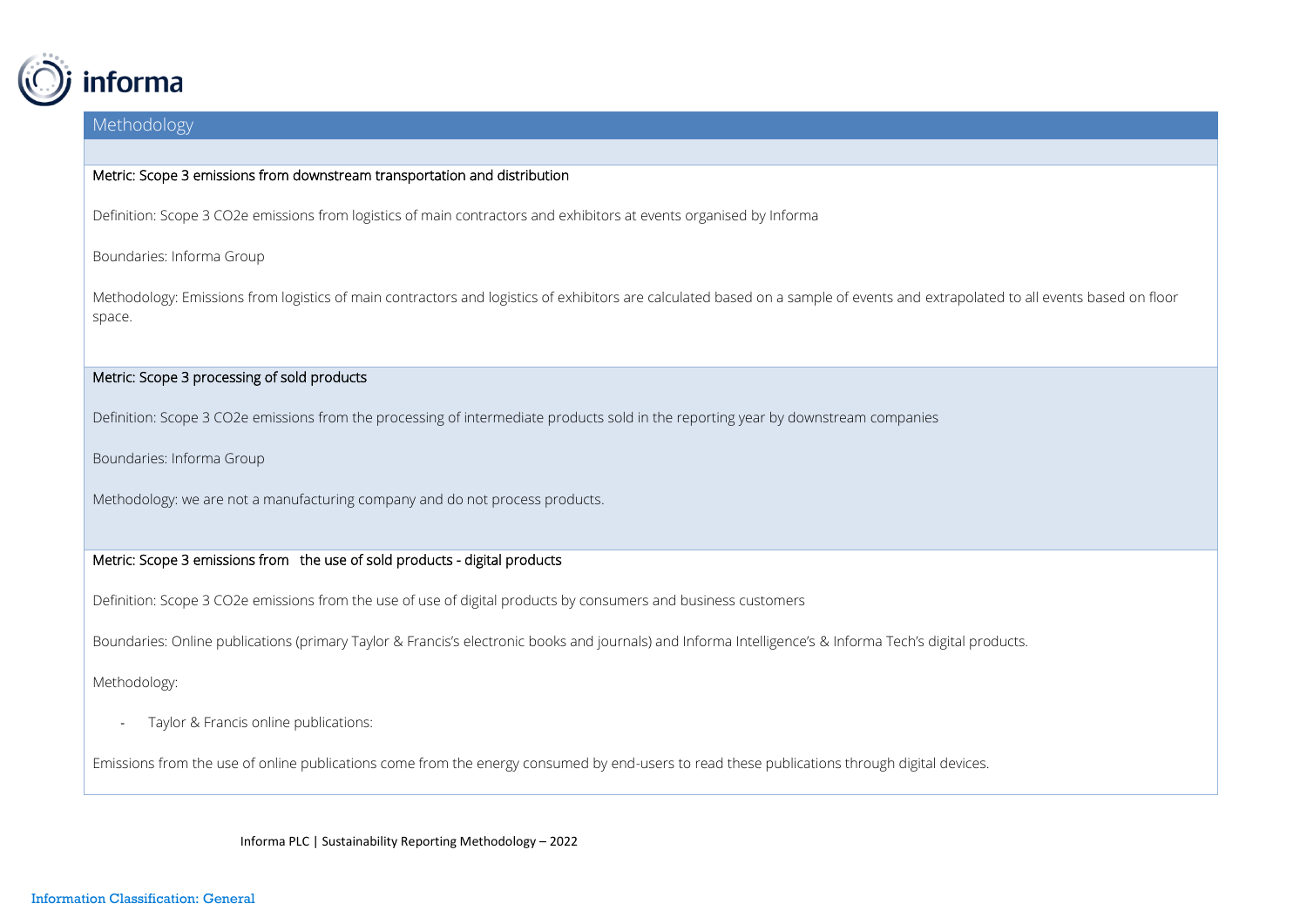## Methodology

**Metric: Scope 3 emissions from downstream transportation and distribution**

Definition: Scope 3 CO2e emissions from logistics of main contractors and exhibitors at events organised by Informa

Boundaries: Informa Group

Methodology: Emissions from logistics of main contractors and logistics of exhibitors are calculated based on a sample of events and extrapolated to all events based on floor space.

**Metric: Scope 3 processing of sold products**

Definition: Scope 3 CO2e emissions from the processing of intermediate products sold in the reporting year by downstream companies

Boundaries: Informa Group

Methodology: we are not a manufacturing company and do not process products.

**Metric: Scope 3 emissions from the use of sold products - digital products**

Definition: Scope 3 CO2e emissions from the use of use of digital products by consumers and business customers

Boundaries: Online publications (primary Taylor & Francis's electronic books and journals) and Informa Intelligence's & Informa Tech's digital products.

Methodology:

- Taylor & Francis online publications:

Emissions from the use of online publications come from the energy consumed by end-users to read these publications through digital devices.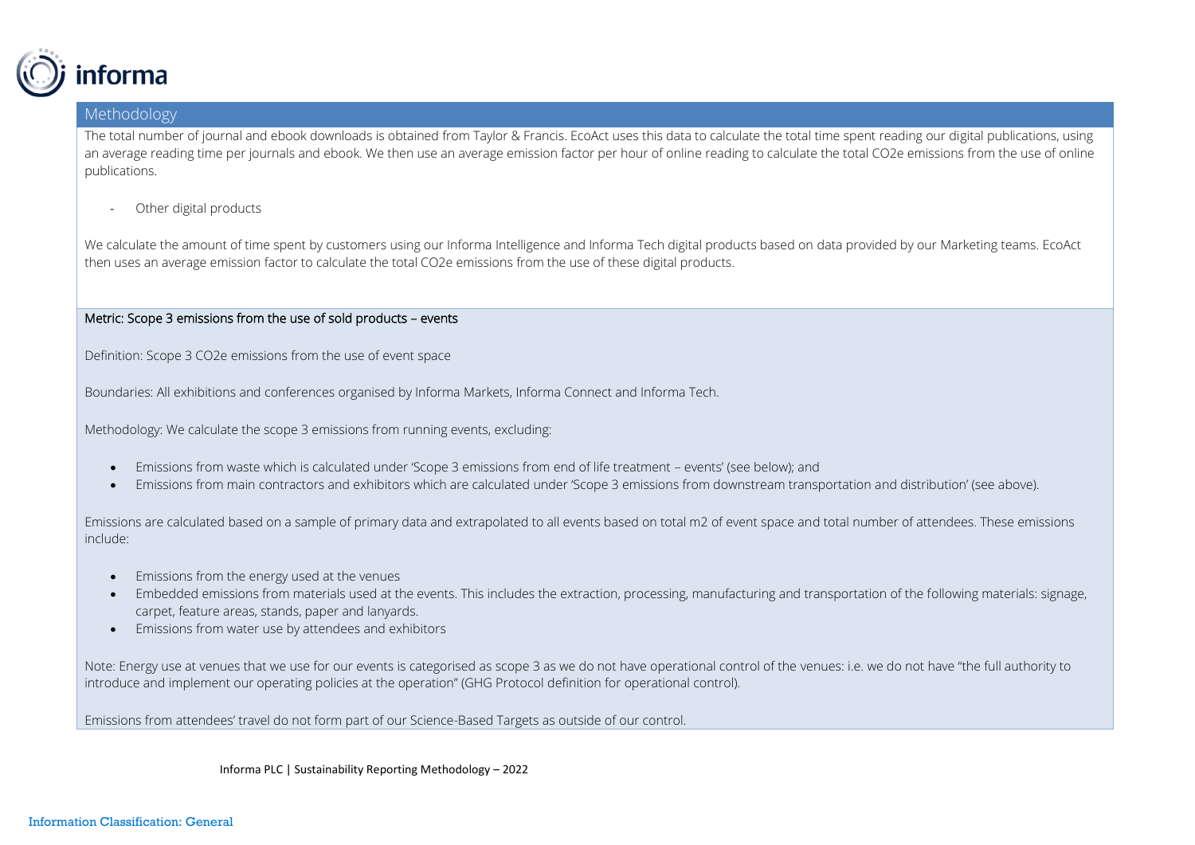## Methodology

The total number of journal and ebook downloads is obtained from Taylor & Francis. EcoAct uses this data to calculate the total time spent reading our digital publications, using an average reading time per journals and ebook. We then use an average emission factor per hour of online reading to calculate the total CO2e emissions from the use of online publications.

- Other digital products

We calculate the amount of time spent by customers using our Informa Intelligence and Informa Tech digital products based on data provided by our Marketing teams. EcoAct then uses an average emission factor to calculate the total CO2e emissions from the use of these digital products.

Metric: Scope 3 emissions from the use of sold products – events

Definition: Scope 3 CO2e emissions from the use of event space

Boundaries: All exhibitions and conferences organised by Informa Markets, Informa Connect and Informa Tech.

Methodology: We calculate the scope 3 emissions from running events, excluding:

- Emissions from waste which is calculated under 'Scope 3 emissions from end of life treatment – events' (see below); and
- Emissions from main contractors and exhibitors which are calculated under 'Scope 3 emissions from downstream transportation and distribution' (see above).

Emissions are calculated based on a sample of primary data and extrapolated to all events based on total m2 of event space and total number of attendees. These emissions include:

- Emissions from the energy used at the venues
- Embedded emissions from materials used at the events. This includes the extraction, processing, manufacturing and transportation of the following materials: signage, carpet, feature areas, stands, paper and lanyards.
- Emissions from water use by attendees and exhibitors

Note: Energy use at venues that we use for our events is categorised as scope 3 as we do not have operational control of the venues: i.e. we do not have "the full authority to introduce and implement our operating policies at the operation" (GHG Protocol definition for operational control).

Emissions from attendees' travel do not form part of our Science-Based Targets as outside of our control.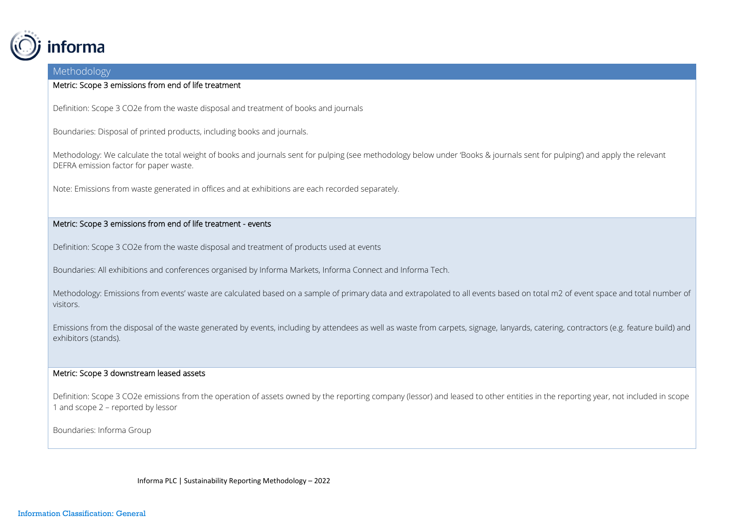## Methodology

**Metric: Scope 3 emissions from end of life treatment**

Definition: Scope 3 CO2e from the waste disposal and treatment of books and journals

Boundaries: Disposal of printed products, including books and journals.

Methodology: We calculate the total weight of books and journals sent for pulping (see methodology below under 'Books & journals sent for pulping') and apply the relevant DEFRA emission factor for paper waste.

Note: Emissions from waste generated in offices and at exhibitions are each recorded separately.

**Metric: Scope 3 emissions from end of life treatment - events**

Definition: Scope 3 CO2e from the waste disposal and treatment of products used at events

Boundaries: All exhibitions and conferences organised by Informa Markets, Informa Connect and Informa Tech.

Methodology: Emissions from events' waste are calculated based on a sample of primary data and extrapolated to all events based on total m2 of event space and total number of visitors.

Emissions from the disposal of the waste generated by events, including by attendees as well as waste from carpets, signage, lanyards, catering, contractors (e.g. feature build) and exhibitors (stands).

**Metric: Scope 3 downstream leased assets**

Definition: Scope 3 CO2e emissions from the operation of assets owned by the reporting company (lessor) and leased to other entities in the reporting year, not included in scope 1 and scope 2 – reported by lessor

Boundaries: Informa Group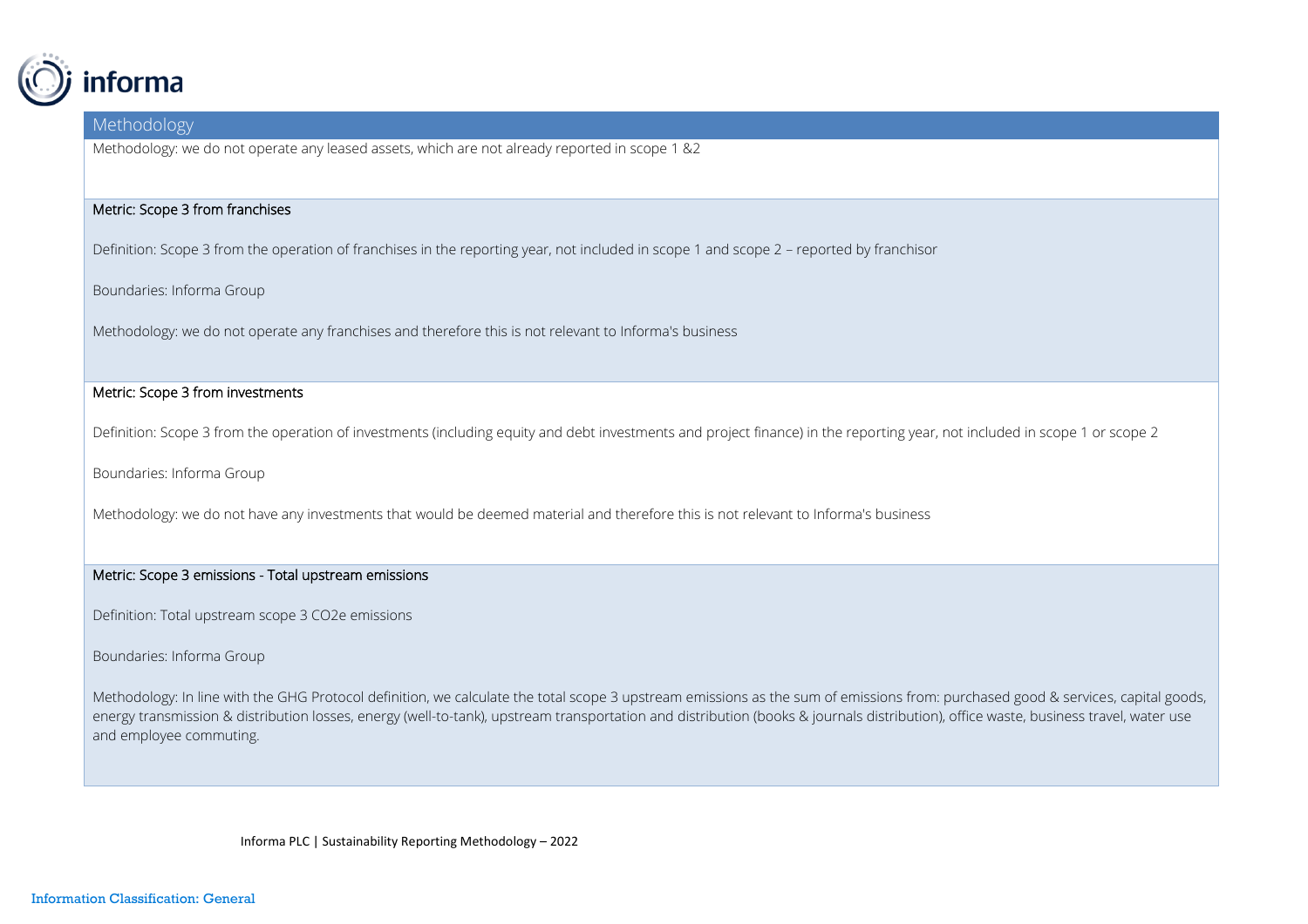## Methodology

Methodology: we do not operate any leased assets, which are not already reported in scope 1 &2

Metric: Scope 3 from franchises

Definition: Scope 3 from the operation of franchises in the reporting year, not included in scope 1 and scope 2 – reported by franchisor

Boundaries: Informa Group

Methodology: we do not operate any franchises and therefore this is not relevant to Informa's business

Metric: Scope 3 from investments

Definition: Scope 3 from the operation of investments (including equity and debt investments and project finance) in the reporting year, not included in scope 1 or scope 2

Boundaries: Informa Group

Methodology: we do not have any investments that would be deemed material and therefore this is not relevant to Informa's business

Metric: Scope 3 emissions - Total upstream emissions

Definition: Total upstream scope 3 CO2e emissions

Boundaries: Informa Group

Methodology: In line with the GHG Protocol definition, we calculate the total scope 3 upstream emissions as the sum of emissions from: purchased good & services, capital goods, energy transmission & distribution losses, energy (well-to-tank), upstream transportation and distribution (books & journals distribution), office waste, business travel, water use and employee commuting.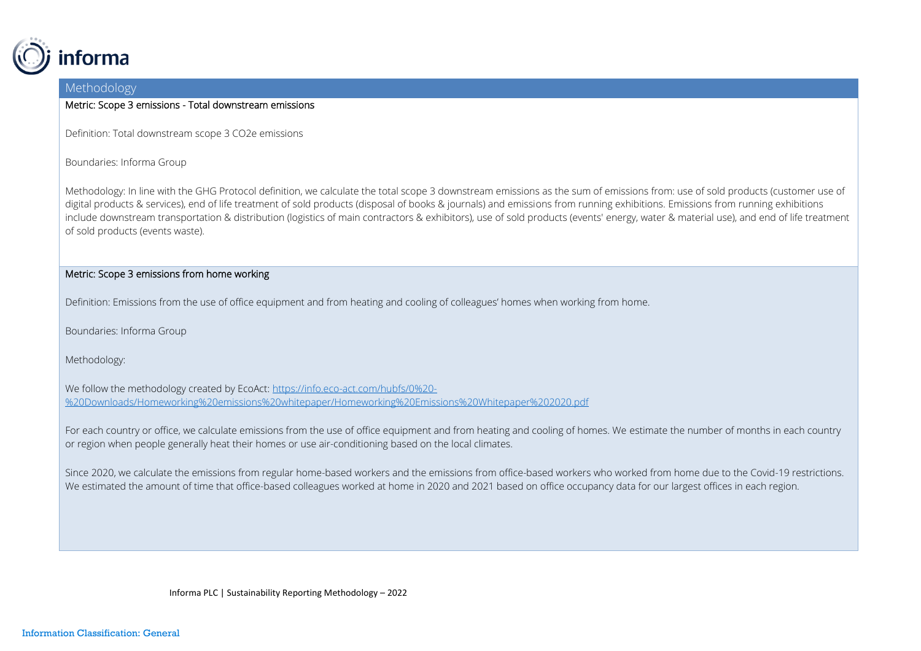## Methodology

Metric: Scope 3 emissions - Total downstream emissions

Definition: Total downstream scope 3 CO2e emissions

Boundaries: Informa Group

Methodology: In line with the GHG Protocol definition, we calculate the total scope 3 downstream emissions as the sum of emissions from: use of sold products (customer use of digital products & services), end of life treatment of sold products (disposal of books & journals) and emissions from running exhibitions. Emissions from running exhibitions include downstream transportation & distribution (logistics of main contractors & exhibitors), use of sold products (events' energy, water & material use), and end of life treatment of sold products (events waste).

Metric: Scope 3 emissions from home working

Definition: Emissions from the use of office equipment and from heating and cooling of colleagues' homes when working from home.

Boundaries: Informa Group

Methodology:

We follow the methodology created by EcoAct: [https://info.eco-act.com/hubfs/0%20-%20Downloads/Homeworking%20emissions%20whitepaper/Homeworking%20Emissions%20Whitepaper%202020.pdf](https://info.eco-act.com/hubfs/0%20-%20Downloads/Homeworking%20emissions%20whitepaper/Homeworking%20Emissions%20Whitepaper%202020.pdf)

For each country or office, we calculate emissions from the use of office equipment and from heating and cooling of homes. We estimate the number of months in each country or region when people generally heat their homes or use air-conditioning based on the local climates.

Since 2020, we calculate the emissions from regular home-based workers and the emissions from office-based workers who worked from home due to the Covid-19 restrictions. We estimated the amount of time that office-based colleagues worked at home in 2020 and 2021 based on office occupancy data for our largest offices in each region.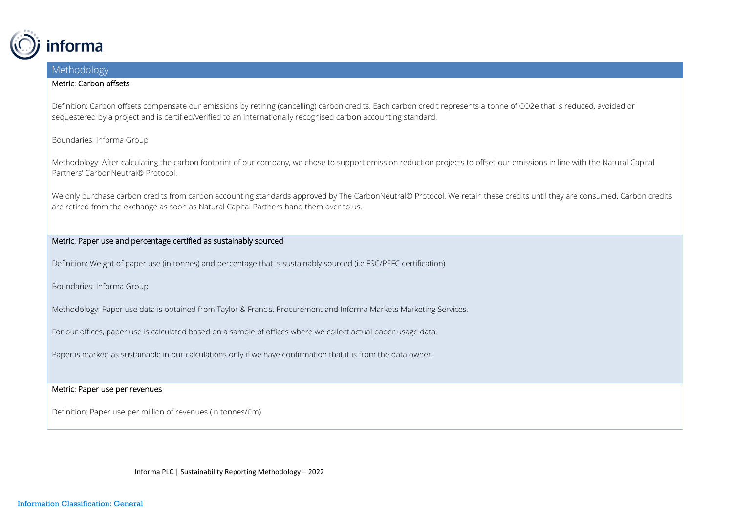## Methodology

### Metric: Carbon offsets

Definition: Carbon offsets compensate our emissions by retiring (cancelling) carbon credits. Each carbon credit represents a tonne of $CO_2e$ that is reduced, avoided or sequestered by a project and is certified/verified to an internationally recognised carbon accounting standard.

Boundaries: Informa Group

Methodology: After calculating the carbon footprint of our company, we chose to support emission reduction projects to offset our emissions in line with the Natural Capital Partners' CarbonNeutral® Protocol.

We only purchase carbon credits from carbon accounting standards approved by The CarbonNeutral® Protocol. We retain these credits until they are consumed. Carbon credits are retired from the exchange as soon as Natural Capital Partners hand them over to us.

### Metric: Paper use and percentage certified as sustainably sourced

Definition: Weight of paper use (in tonnes) and percentage that is sustainably sourced (i.e FSC/PEFC certification)

Boundaries: Informa Group

Methodology: Paper use data is obtained from Taylor & Francis, Procurement and Informa Markets Marketing Services.

For our offices, paper use is calculated based on a sample of offices where we collect actual paper usage data.

Paper is marked as sustainable in our calculations only if we have confirmation that it is from the data owner.

### Metric: Paper use per revenues

Definition: Paper use per million of revenues (in tonnes/£m)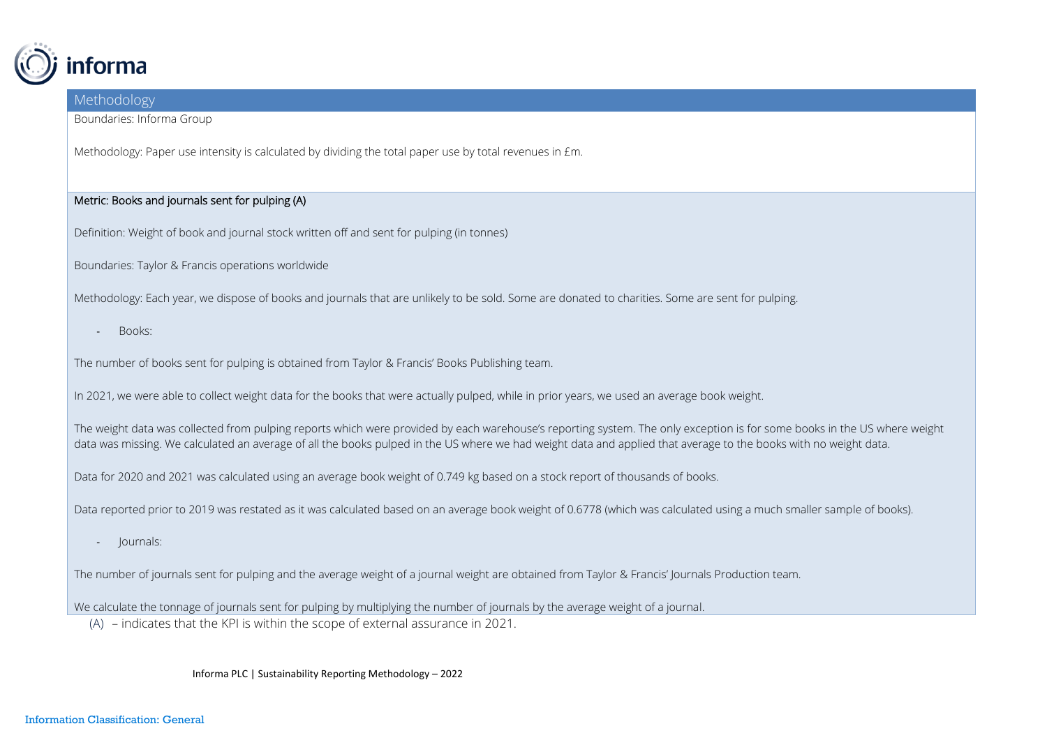## Methodology

Boundaries: Informa Group

Methodology: Paper use intensity is calculated by dividing the total paper use by total revenues in £m.

### Metric: Books and journals sent for pulping (A)

Definition: Weight of book and journal stock written off and sent for pulping (in tonnes)

Boundaries: Taylor & Francis operations worldwide

Methodology: Each year, we dispose of books and journals that are unlikely to be sold. Some are donated to charities. Some are sent for pulping.

- Books:

The number of books sent for pulping is obtained from Taylor & Francis' Books Publishing team.

In 2021, we were able to collect weight data for the books that were actually pulped, while in prior years, we used an average book weight.

The weight data was collected from pulping reports which were provided by each warehouse's reporting system. The only exception is for some books in the US where weight data was missing. We calculated an average of all the books pulped in the US where we had weight data and applied that average to the books with no weight data.

Data for 2020 and 2021 was calculated using an average book weight of 0.749 kg based on a stock report of thousands of books.

Data reported prior to 2019 was restated as it was calculated based on an average book weight of 0.6778 (which was calculated using a much smaller sample of books).

- Journals:

The number of journals sent for pulping and the average weight of a journal weight are obtained from Taylor & Francis' Journals Production team.

We calculate the tonnage of journals sent for pulping by multiplying the number of journals by the average weight of a journal.

(A) – indicates that the KPI is within the scope of external assurance in 2021.